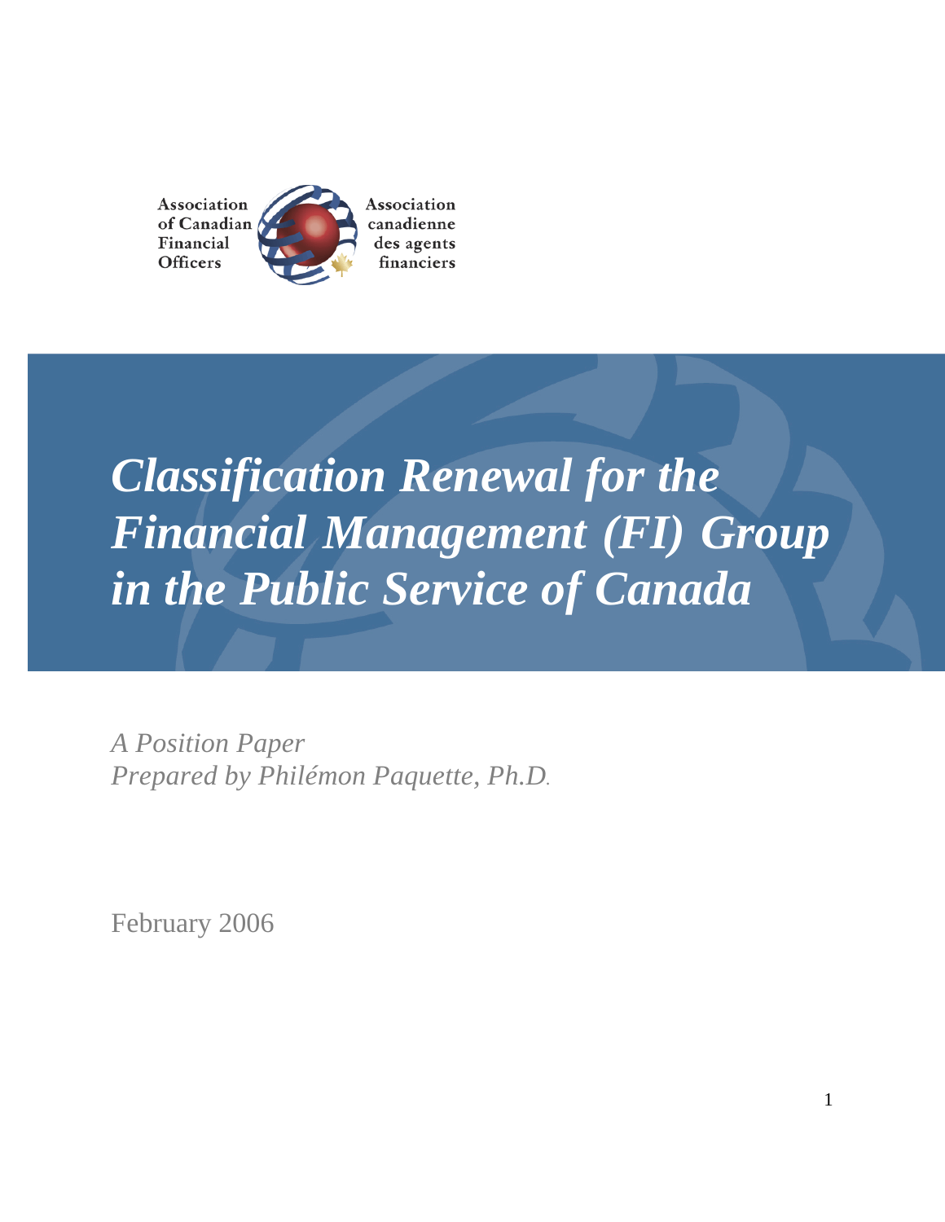Association of Canadian Financial Officers

Association canadienne des agents financiers

# *Classification Renewal for the Financial Management (FI) Group in the Public Service of Canada*

*A Position Paper*
*Prepared by Philémon Paquette, Ph.D.*

February 2006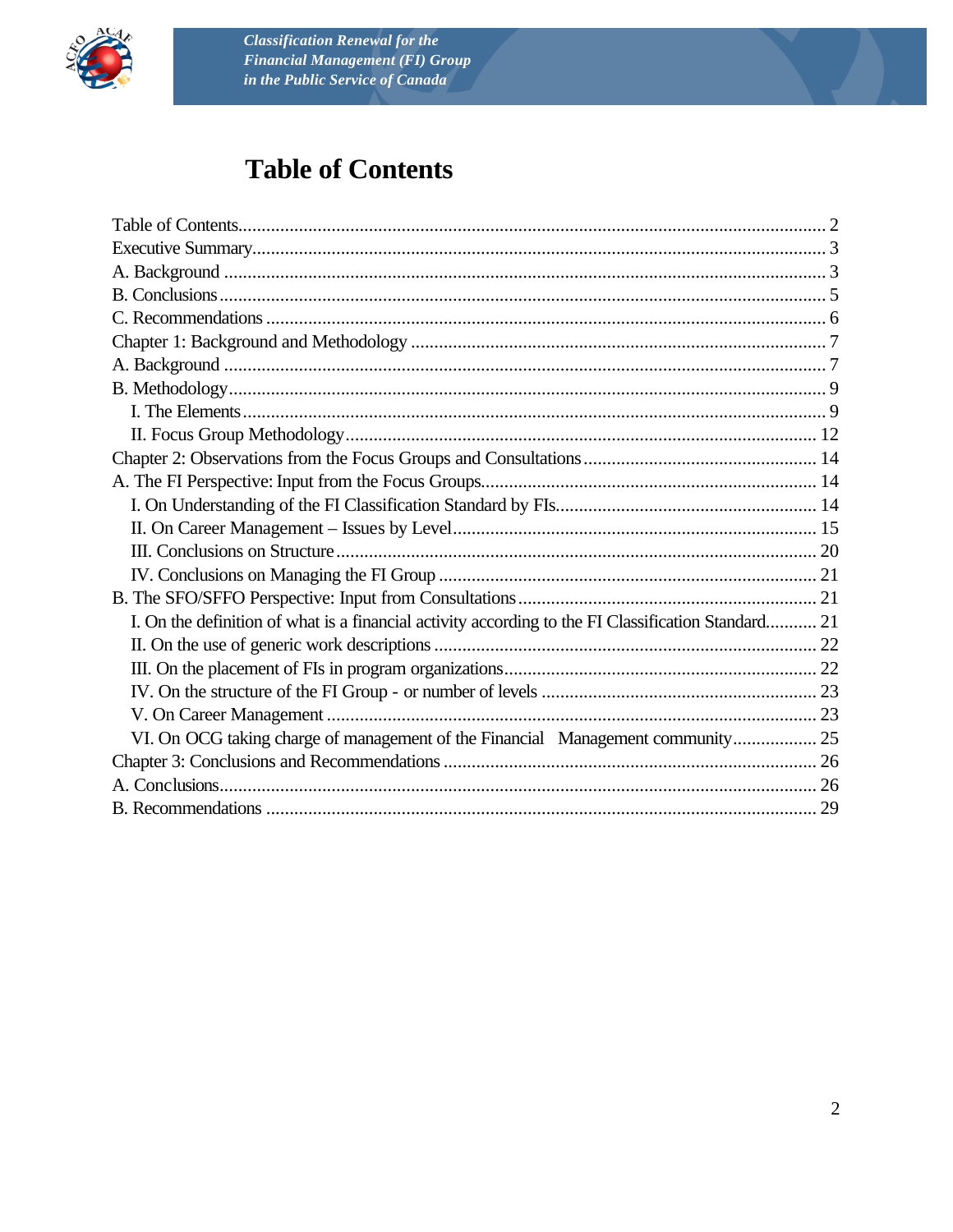# Table of Contents

Table of Contents ............................................................................................................................ 2
Executive Summary.......................................................................................................................... 3
A. Background ................................................................................................................................ 3
B. Conclusions ................................................................................................................................. 5
C. Recommendations ....................................................................................................................... 6
Chapter 1: Background and Methodology ........................................................................................ 7
A. Background ................................................................................................................................ 7
B. Methodology ............................................................................................................................... 9
    I. The Elements ........................................................................................................................... 9
    II. Focus Group Methodology .................................................................................................... 12
Chapter 2: Observations from the Focus Groups and Consultations .............................................. 14
A. The FI Perspective: Input from the Focus Groups ....................................................................... 14
    I. On Understanding of the FI Classification Standard by FIs ...................................................... 14
    II. On Career Management – Issues by Level ............................................................................. 15
    III. Conclusions on Structure ...................................................................................................... 20
    IV. Conclusions on Managing the FI Group ................................................................................ 21
B. The SFO/SFFO Perspective: Input from Consultations ............................................................... 21
    I. On the definition of what is a financial activity according to the FI Classification Standard ........... 21
    II. On the use of generic work descriptions ................................................................................. 22
    III. On the placement of FIs in program organizations .................................................................. 22
    IV. On the structure of the FI Group - or number of levels ........................................................... 23
    V. On Career Management ........................................................................................................ 23
    VI. On OCG taking charge of management of the Financial Management community .................. 25
Chapter 3: Conclusions and Recommendations ............................................................................... 26
A. Conclusions ................................................................................................................................ 26
B. Recommendations ..................................................................................................................... 29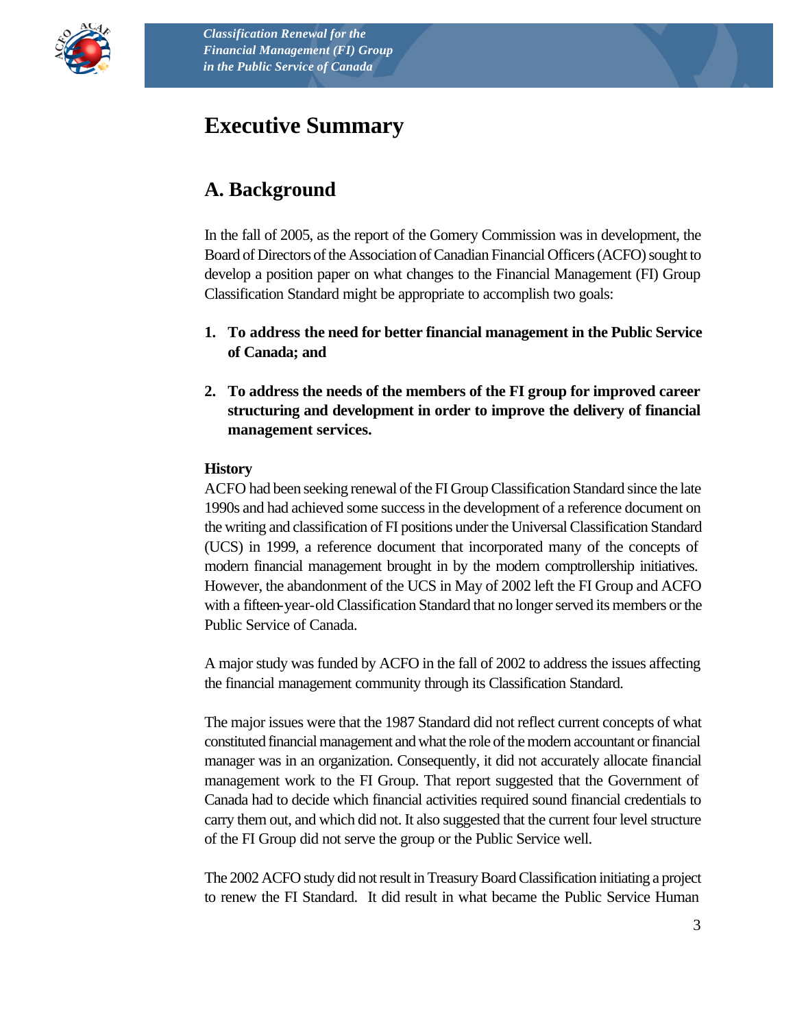# Executive Summary

## A. Background

In the fall of 2005, as the report of the Gomery Commission was in development, the Board of Directors of the Association of Canadian Financial Officers (ACFO) sought to develop a position paper on what changes to the Financial Management (FI) Group Classification Standard might be appropriate to accomplish two goals:

1. **To address the need for better financial management in the Public Service of Canada; and**

2. **To address the needs of the members of the FI group for improved career structuring and development in order to improve the delivery of financial management services.**

**History**

ACFO had been seeking renewal of the FI Group Classification Standard since the late 1990s and had achieved some success in the development of a reference document on the writing and classification of FI positions under the Universal Classification Standard (UCS) in 1999, a reference document that incorporated many of the concepts of modern financial management brought in by the modern comptrollership initiatives. However, the abandonment of the UCS in May of 2002 left the FI Group and ACFO with a fifteen-year-old Classification Standard that no longer served its members or the Public Service of Canada.

A major study was funded by ACFO in the fall of 2002 to address the issues affecting the financial management community through its Classification Standard.

The major issues were that the 1987 Standard did not reflect current concepts of what constituted financial management and what the role of the modern accountant or financial manager was in an organization. Consequently, it did not accurately allocate financial management work to the FI Group. That report suggested that the Government of Canada had to decide which financial activities required sound financial credentials to carry them out, and which did not. It also suggested that the current four level structure of the FI Group did not serve the group or the Public Service well.

The 2002 ACFO study did not result in Treasury Board Classification initiating a project to renew the FI Standard. It did result in what became the Public Service Human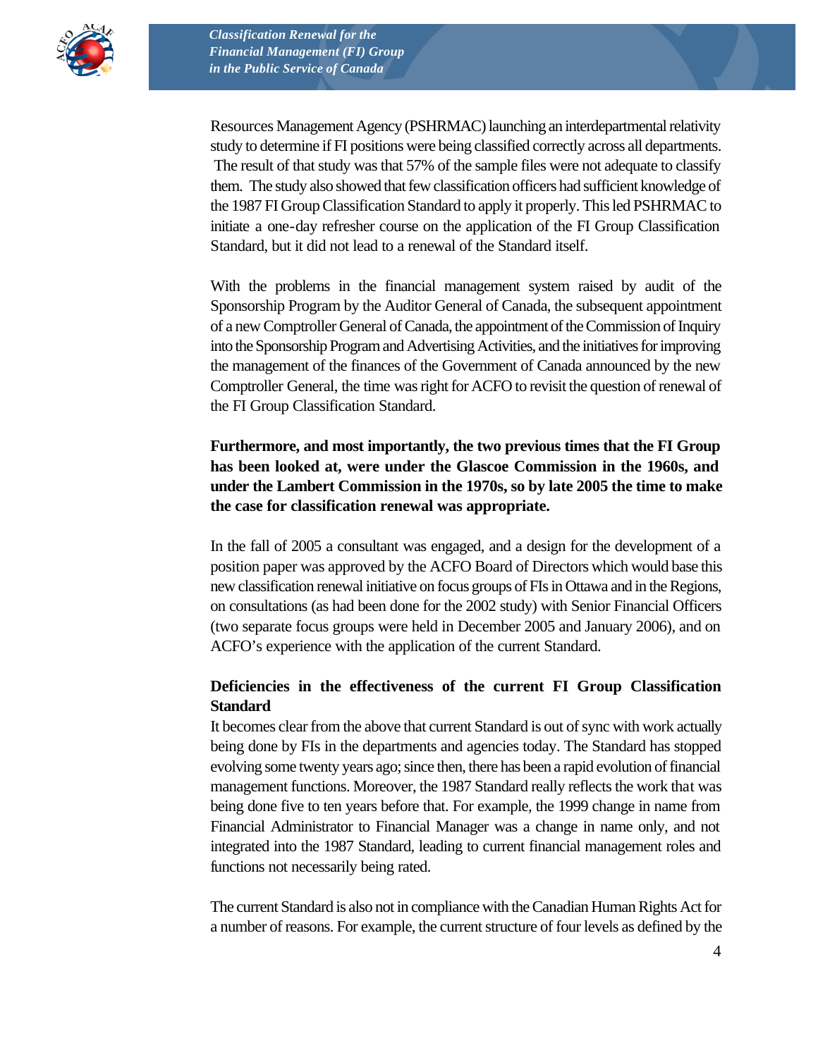Resources Management Agency (PSHRMAC) launching an interdepartmental relativity study to determine if FI positions were being classified correctly across all departments. The result of that study was that 57% of the sample files were not adequate to classify them. The study also showed that few classification officers had sufficient knowledge of the 1987 FI Group Classification Standard to apply it properly. This led PSHRMAC to initiate a one-day refresher course on the application of the FI Group Classification Standard, but it did not lead to a renewal of the Standard itself.

With the problems in the financial management system raised by audit of the Sponsorship Program by the Auditor General of Canada, the subsequent appointment of a new Comptroller General of Canada, the appointment of the Commission of Inquiry into the Sponsorship Program and Advertising Activities, and the initiatives for improving the management of the finances of the Government of Canada announced by the new Comptroller General, the time was right for ACFO to revisit the question of renewal of the FI Group Classification Standard.

**Furthermore, and most importantly, the two previous times that the FI Group has been looked at, were under the Glascoe Commission in the 1960s, and under the Lambert Commission in the 1970s, so by late 2005 the time to make the case for classification renewal was appropriate.**

In the fall of 2005 a consultant was engaged, and a design for the development of a position paper was approved by the ACFO Board of Directors which would base this new classification renewal initiative on focus groups of FIs in Ottawa and in the Regions, on consultations (as had been done for the 2002 study) with Senior Financial Officers (two separate focus groups were held in December 2005 and January 2006), and on ACFO's experience with the application of the current Standard.

### Deficiencies in the effectiveness of the current FI Group Classification Standard

It becomes clear from the above that current Standard is out of sync with work actually being done by FIs in the departments and agencies today. The Standard has stopped evolving some twenty years ago; since then, there has been a rapid evolution of financial management functions. Moreover, the 1987 Standard really reflects the work that was being done five to ten years before that. For example, the 1999 change in name from Financial Administrator to Financial Manager was a change in name only, and not integrated into the 1987 Standard, leading to current financial management roles and functions not necessarily being rated.

The current Standard is also not in compliance with the Canadian Human Rights Act for a number of reasons. For example, the current structure of four levels as defined by the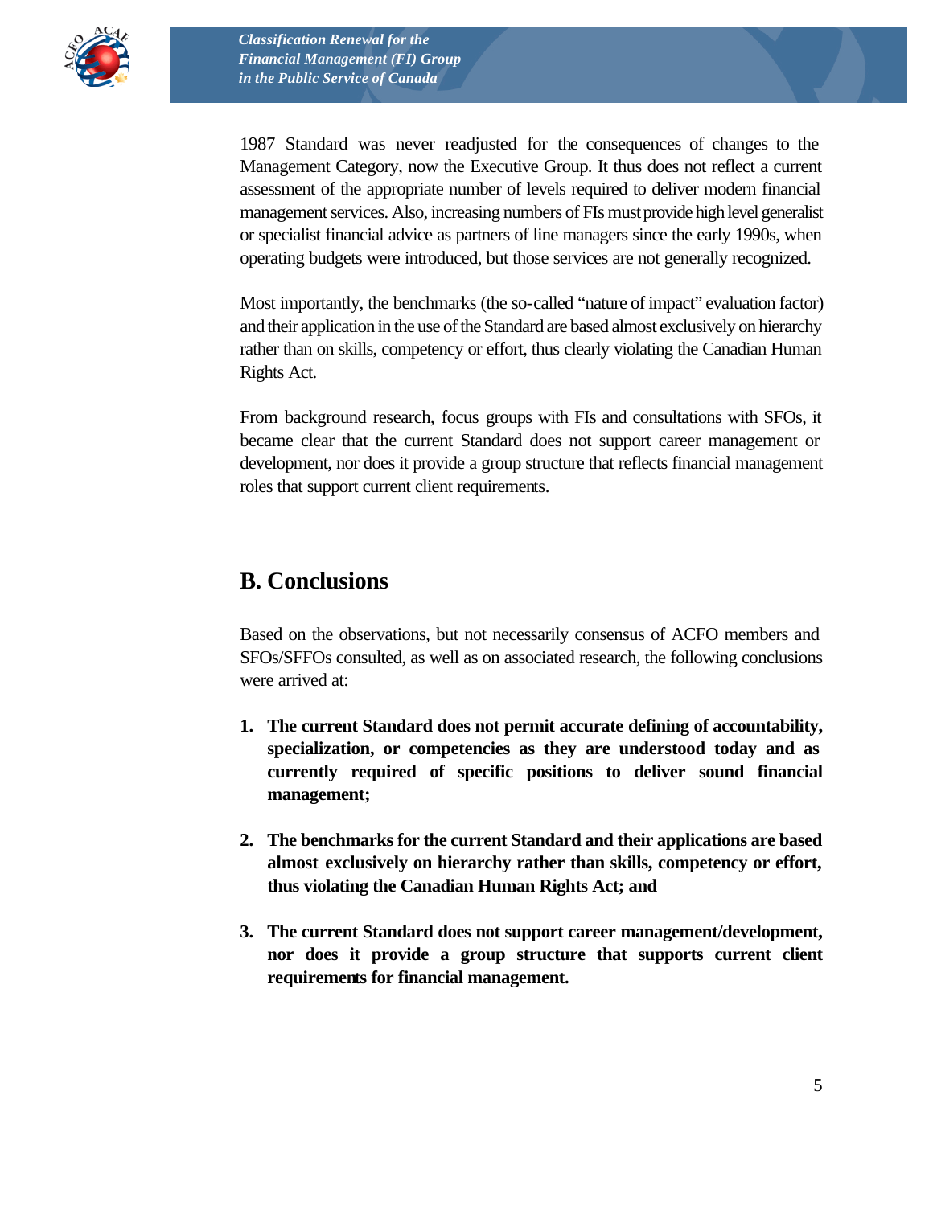1987 Standard was never readjusted for the consequences of changes to the Management Category, now the Executive Group. It thus does not reflect a current assessment of the appropriate number of levels required to deliver modern financial management services. Also, increasing numbers of FIs must provide high level generalist or specialist financial advice as partners of line managers since the early 1990s, when operating budgets were introduced, but those services are not generally recognized.

Most importantly, the benchmarks (the so-called "nature of impact" evaluation factor) and their application in the use of the Standard are based almost exclusively on hierarchy rather than on skills, competency or effort, thus clearly violating the Canadian Human Rights Act.

From background research, focus groups with FIs and consultations with SFOs, it became clear that the current Standard does not support career management or development, nor does it provide a group structure that reflects financial management roles that support current client requirements.

## B. Conclusions

Based on the observations, but not necessarily consensus of ACFO members and SFOs/SFFOs consulted, as well as on associated research, the following conclusions were arrived at:

1. **The current Standard does not permit accurate defining of accountability, specialization, or competencies as they are understood today and as currently required of specific positions to deliver sound financial management;**

2. **The benchmarks for the current Standard and their applications are based almost exclusively on hierarchy rather than skills, competency or effort, thus violating the Canadian Human Rights Act; and**

3. **The current Standard does not support career management/development, nor does it provide a group structure that supports current client requirements for financial management.**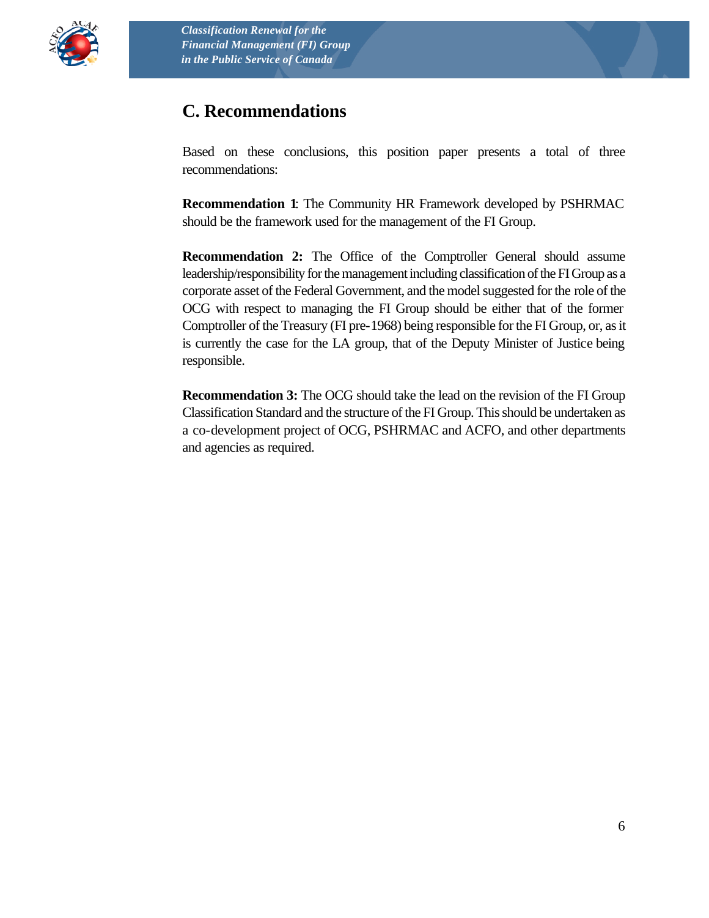## C. Recommendations

Based on these conclusions, this position paper presents a total of three recommendations:

**Recommendation 1**: The Community HR Framework developed by PSHRMAC should be the framework used for the management of the FI Group.

**Recommendation 2:** The Office of the Comptroller General should assume leadership/responsibility for the management including classification of the FI Group as a corporate asset of the Federal Government, and the model suggested for the role of the OCG with respect to managing the FI Group should be either that of the former Comptroller of the Treasury (FI pre-1968) being responsible for the FI Group, or, as it is currently the case for the LA group, that of the Deputy Minister of Justice being responsible.

**Recommendation 3:** The OCG should take the lead on the revision of the FI Group Classification Standard and the structure of the FI Group. This should be undertaken as a co-development project of OCG, PSHRMAC and ACFO, and other departments and agencies as required.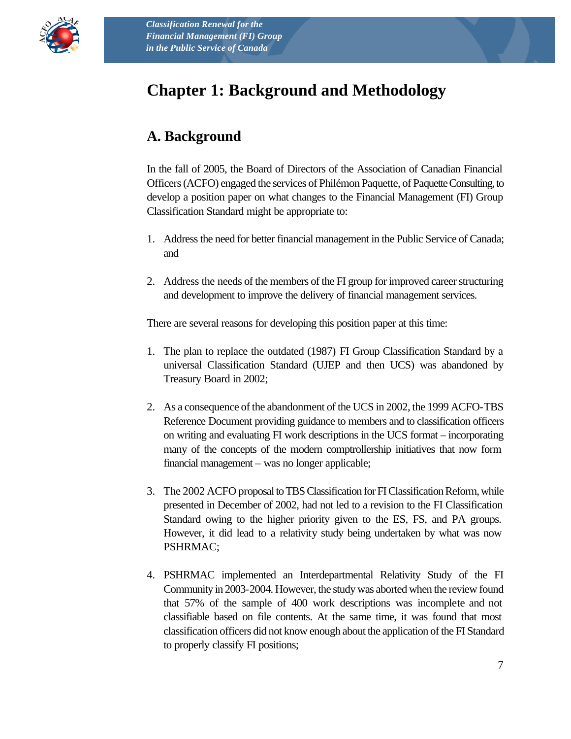# Chapter 1: Background and Methodology

## A. Background

In the fall of 2005, the Board of Directors of the Association of Canadian Financial Officers (ACFO) engaged the services of Philémon Paquette, of Paquette Consulting, to develop a position paper on what changes to the Financial Management (FI) Group Classification Standard might be appropriate to:

1. Address the need for better financial management in the Public Service of Canada; and

2. Address the needs of the members of the FI group for improved career structuring and development to improve the delivery of financial management services.

There are several reasons for developing this position paper at this time:

1. The plan to replace the outdated (1987) FI Group Classification Standard by a universal Classification Standard (UJEP and then UCS) was abandoned by Treasury Board in 2002;

2. As a consequence of the abandonment of the UCS in 2002, the 1999 ACFO-TBS Reference Document providing guidance to members and to classification officers on writing and evaluating FI work descriptions in the UCS format – incorporating many of the concepts of the modern comptrollership initiatives that now form financial management – was no longer applicable;

3. The 2002 ACFO proposal to TBS Classification for FI Classification Reform, while presented in December of 2002, had not led to a revision to the FI Classification Standard owing to the higher priority given to the ES, FS, and PA groups. However, it did lead to a relativity study being undertaken by what was now PSHRMAC;

4. PSHRMAC implemented an Interdepartmental Relativity Study of the FI Community in 2003-2004. However, the study was aborted when the review found that 57% of the sample of 400 work descriptions was incomplete and not classifiable based on file contents. At the same time, it was found that most classification officers did not know enough about the application of the FI Standard to properly classify FI positions;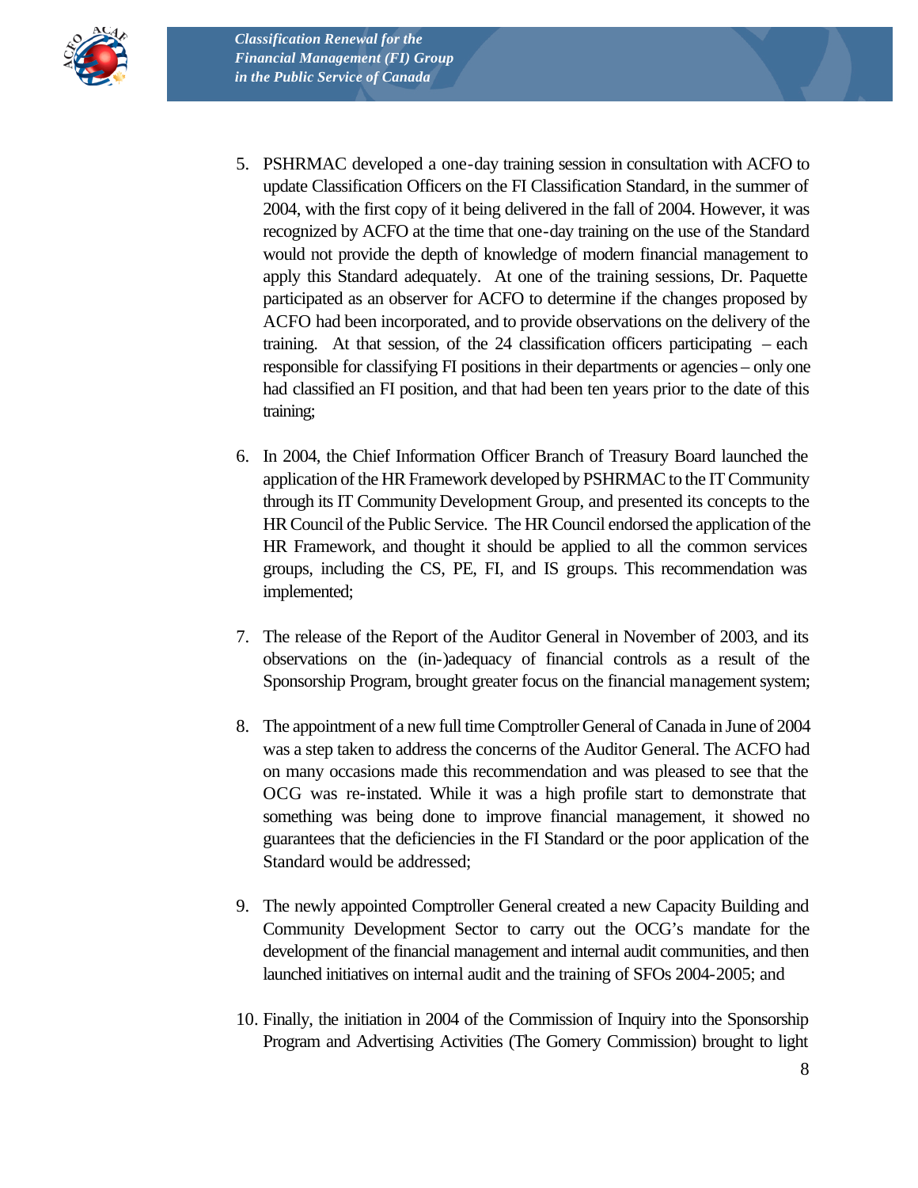5. PSHRMAC developed a one-day training session in consultation with ACFO to update Classification Officers on the FI Classification Standard, in the summer of 2004, with the first copy of it being delivered in the fall of 2004. However, it was recognized by ACFO at the time that one-day training on the use of the Standard would not provide the depth of knowledge of modern financial management to apply this Standard adequately. At one of the training sessions, Dr. Paquette participated as an observer for ACFO to determine if the changes proposed by ACFO had been incorporated, and to provide observations on the delivery of the training. At that session, of the 24 classification officers participating – each responsible for classifying FI positions in their departments or agencies – only one had classified an FI position, and that had been ten years prior to the date of this training;

6. In 2004, the Chief Information Officer Branch of Treasury Board launched the application of the HR Framework developed by PSHRMAC to the IT Community through its IT Community Development Group, and presented its concepts to the HR Council of the Public Service. The HR Council endorsed the application of the HR Framework, and thought it should be applied to all the common services groups, including the CS, PE, FI, and IS groups. This recommendation was implemented;

7. The release of the Report of the Auditor General in November of 2003, and its observations on the (in-)adequacy of financial controls as a result of the Sponsorship Program, brought greater focus on the financial management system;

8. The appointment of a new full time Comptroller General of Canada in June of 2004 was a step taken to address the concerns of the Auditor General. The ACFO had on many occasions made this recommendation and was pleased to see that the OCG was re-instated. While it was a high profile start to demonstrate that something was being done to improve financial management, it showed no guarantees that the deficiencies in the FI Standard or the poor application of the Standard would be addressed;

9. The newly appointed Comptroller General created a new Capacity Building and Community Development Sector to carry out the OCG's mandate for the development of the financial management and internal audit communities, and then launched initiatives on internal audit and the training of SFOs 2004-2005; and

10. Finally, the initiation in 2004 of the Commission of Inquiry into the Sponsorship Program and Advertising Activities (The Gomery Commission) brought to light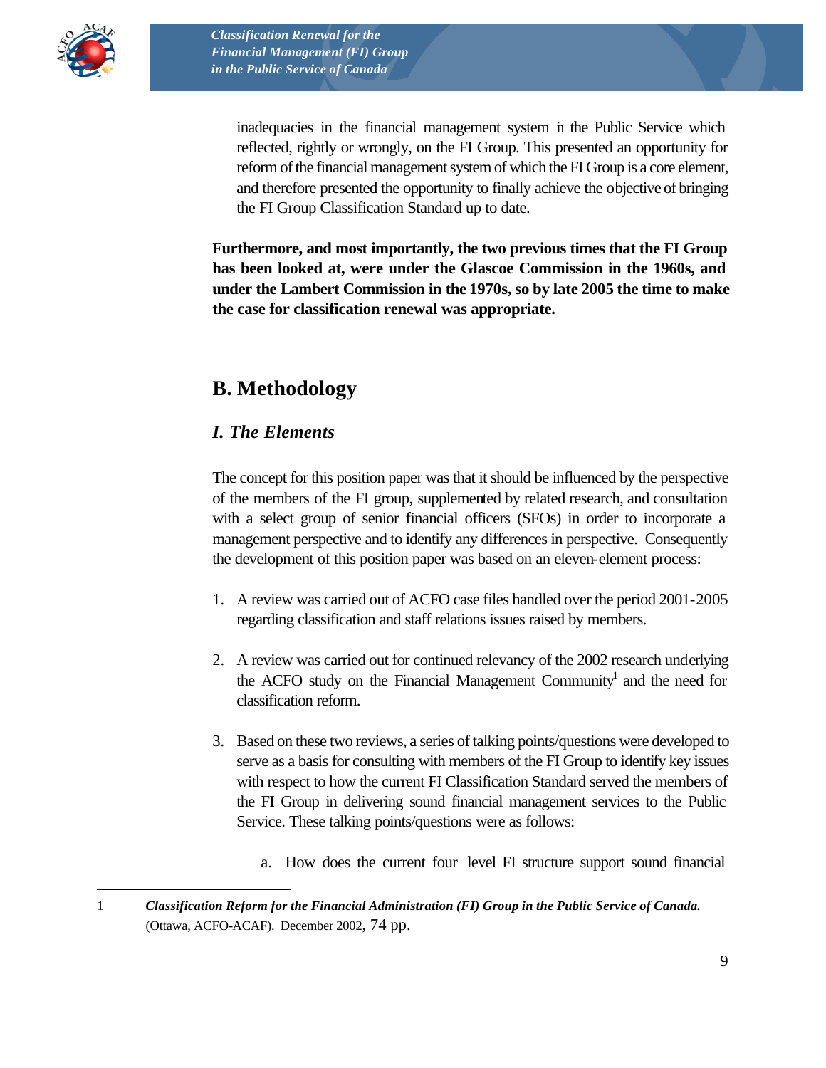inadequacies in the financial management system in the Public Service which reflected, rightly or wrongly, on the FI Group. This presented an opportunity for reform of the financial management system of which the FI Group is a core element, and therefore presented the opportunity to finally achieve the objective of bringing the FI Group Classification Standard up to date.

**Furthermore, and most importantly, the two previous times that the FI Group has been looked at, were under the Glascoe Commission in the 1960s, and under the Lambert Commission in the 1970s, so by late 2005 the time to make the case for classification renewal was appropriate.**

## B. Methodology

### *I. The Elements*

The concept for this position paper was that it should be influenced by the perspective of the members of the FI group, supplemented by related research, and consultation with a select group of senior financial officers (SFOs) in order to incorporate a management perspective and to identify any differences in perspective. Consequently the development of this position paper was based on an eleven-element process:

1. A review was carried out of ACFO case files handled over the period 2001-2005 regarding classification and staff relations issues raised by members.

2. A review was carried out for continued relevancy of the 2002 research underlying the ACFO study on the Financial Management Community[1] and the need for classification reform.

3. Based on these two reviews, a series of talking points/questions were developed to serve as a basis for consulting with members of the FI Group to identify key issues with respect to how the current FI Classification Standard served the members of the FI Group in delivering sound financial management services to the Public Service. These talking points/questions were as follows:

    a. How does the current four level FI structure support sound financial

---

1 ***Classification Reform for the Financial Administration (FI) Group in the Public Service of Canada.*** (Ottawa, ACFO-ACAF). December 2002, 74 pp.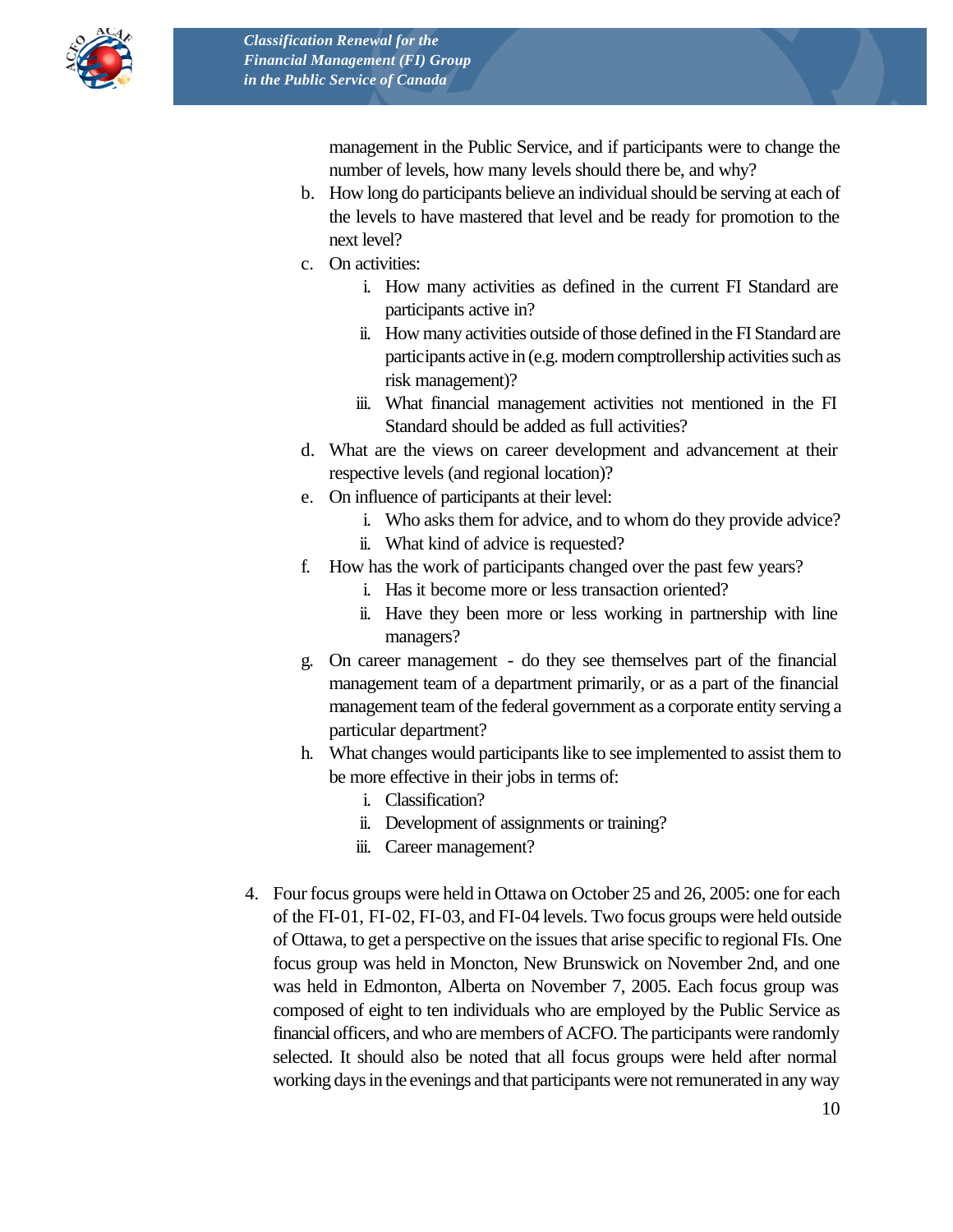management in the Public Service, and if participants were to change the number of levels, how many levels should there be, and why?

b. How long do participants believe an individual should be serving at each of the levels to have mastered that level and be ready for promotion to the next level?

c. On activities:

    i. How many activities as defined in the current FI Standard are participants active in?

    ii. How many activities outside of those defined in the FI Standard are participants active in (e.g. modern comptrollership activities such as risk management)?

    iii. What financial management activities not mentioned in the FI Standard should be added as full activities?

d. What are the views on career development and advancement at their respective levels (and regional location)?

e. On influence of participants at their level:

    i. Who asks them for advice, and to whom do they provide advice?

    ii. What kind of advice is requested?

f. How has the work of participants changed over the past few years?

    i. Has it become more or less transaction oriented?

    ii. Have they been more or less working in partnership with line managers?

g. On career management - do they see themselves part of the financial management team of a department primarily, or as a part of the financial management team of the federal government as a corporate entity serving a particular department?

h. What changes would participants like to see implemented to assist them to be more effective in their jobs in terms of:

    i. Classification?

    ii. Development of assignments or training?

    iii. Career management?

4. Four focus groups were held in Ottawa on October 25 and 26, 2005: one for each of the FI-01, FI-02, FI-03, and FI-04 levels. Two focus groups were held outside of Ottawa, to get a perspective on the issues that arise specific to regional FIs. One focus group was held in Moncton, New Brunswick on November 2nd, and one was held in Edmonton, Alberta on November 7, 2005. Each focus group was composed of eight to ten individuals who are employed by the Public Service as financial officers, and who are members of ACFO. The participants were randomly selected. It should also be noted that all focus groups were held after normal working days in the evenings and that participants were not remunerated in any way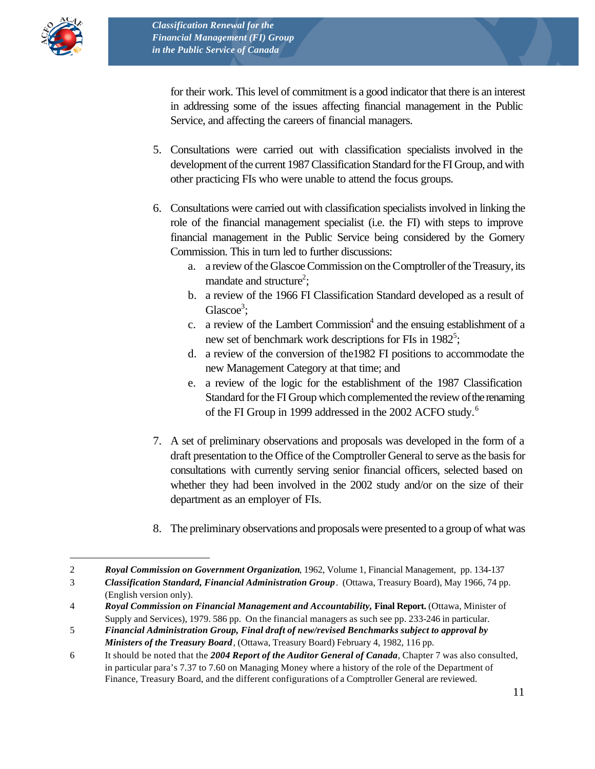for their work. This level of commitment is a good indicator that there is an interest in addressing some of the issues affecting financial management in the Public Service, and affecting the careers of financial managers.

5. Consultations were carried out with classification specialists involved in the development of the current 1987 Classification Standard for the FI Group, and with other practicing FIs who were unable to attend the focus groups.

6. Consultations were carried out with classification specialists involved in linking the role of the financial management specialist (i.e. the FI) with steps to improve financial management in the Public Service being considered by the Gomery Commission. This in turn led to further discussions:
   a. a review of the Glascoe Commission on the Comptroller of the Treasury, its mandate and structure[2];
   b. a review of the 1966 FI Classification Standard developed as a result of Glascoe[3];
   c. a review of the Lambert Commission[4] and the ensuing establishment of a new set of benchmark work descriptions for FIs in 1982[5];
   d. a review of the conversion of the1982 FI positions to accommodate the new Management Category at that time; and
   e. a review of the logic for the establishment of the 1987 Classification Standard for the FI Group which complemented the review of the renaming of the FI Group in 1999 addressed in the 2002 ACFO study.[6]

7. A set of preliminary observations and proposals was developed in the form of a draft presentation to the Office of the Comptroller General to serve as the basis for consultations with currently serving senior financial officers, selected based on whether they had been involved in the 2002 study and/or on the size of their department as an employer of FIs.

8. The preliminary observations and proposals were presented to a group of what was

---

2 ***Royal Commission on Government Organization***, 1962, Volume 1, Financial Management, pp. 134-137

3 ***Classification Standard, Financial Administration Group***. (Ottawa, Treasury Board), May 1966, 74 pp. (English version only).

4 ***Royal Commission on Financial Management and Accountability,*** **Final Report.** (Ottawa, Minister of Supply and Services), 1979. 586 pp. On the financial managers as such see pp. 233-246 in particular.

5 ***Financial Administration Group, Final draft of new/revised Benchmarks subject to approval by Ministers of the Treasury Board***, (Ottawa, Treasury Board) February 4, 1982, 116 pp.

6 It should be noted that the ***2004 Report of the Auditor General of Canada***, Chapter 7 was also consulted, in particular para's 7.37 to 7.60 on Managing Money where a history of the role of the Department of Finance, Treasury Board, and the different configurations of a Comptroller General are reviewed.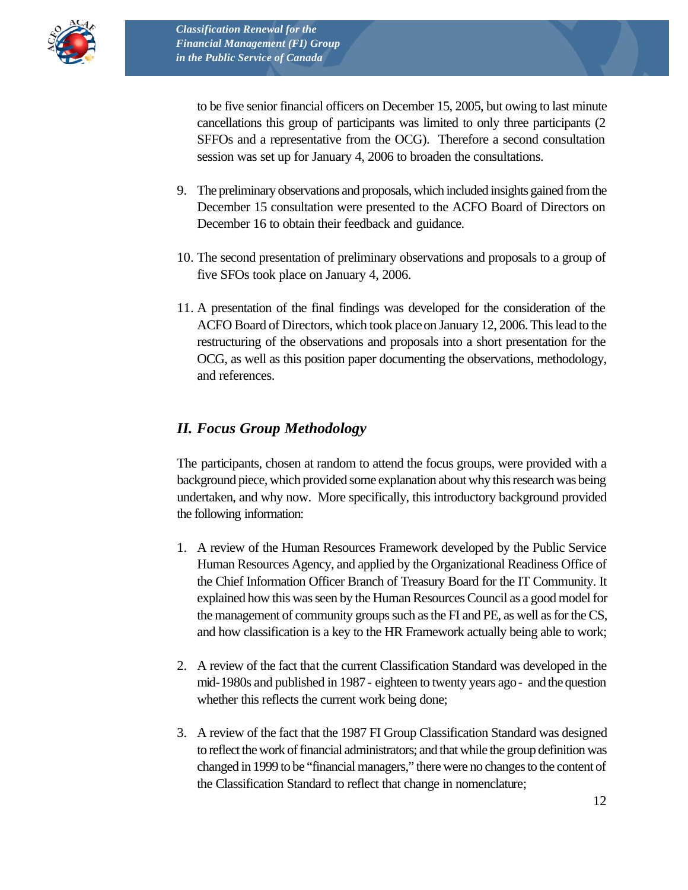to be five senior financial officers on December 15, 2005, but owing to last minute cancellations this group of participants was limited to only three participants (2 SFFOs and a representative from the OCG). Therefore a second consultation session was set up for January 4, 2006 to broaden the consultations.

9. The preliminary observations and proposals, which included insights gained from the December 15 consultation were presented to the ACFO Board of Directors on December 16 to obtain their feedback and guidance.

10. The second presentation of preliminary observations and proposals to a group of five SFOs took place on January 4, 2006.

11. A presentation of the final findings was developed for the consideration of the ACFO Board of Directors, which took place on January 12, 2006. This lead to the restructuring of the observations and proposals into a short presentation for the OCG, as well as this position paper documenting the observations, methodology, and references.

## *II. Focus Group Methodology*

The participants, chosen at random to attend the focus groups, were provided with a background piece, which provided some explanation about why this research was being undertaken, and why now. More specifically, this introductory background provided the following information:

1. A review of the Human Resources Framework developed by the Public Service Human Resources Agency, and applied by the Organizational Readiness Office of the Chief Information Officer Branch of Treasury Board for the IT Community. It explained how this was seen by the Human Resources Council as a good model for the management of community groups such as the FI and PE, as well as for the CS, and how classification is a key to the HR Framework actually being able to work;

2. A review of the fact that the current Classification Standard was developed in the mid-1980s and published in 1987 - eighteen to twenty years ago - and the question whether this reflects the current work being done;

3. A review of the fact that the 1987 FI Group Classification Standard was designed to reflect the work of financial administrators; and that while the group definition was changed in 1999 to be "financial managers," there were no changes to the content of the Classification Standard to reflect that change in nomenclature;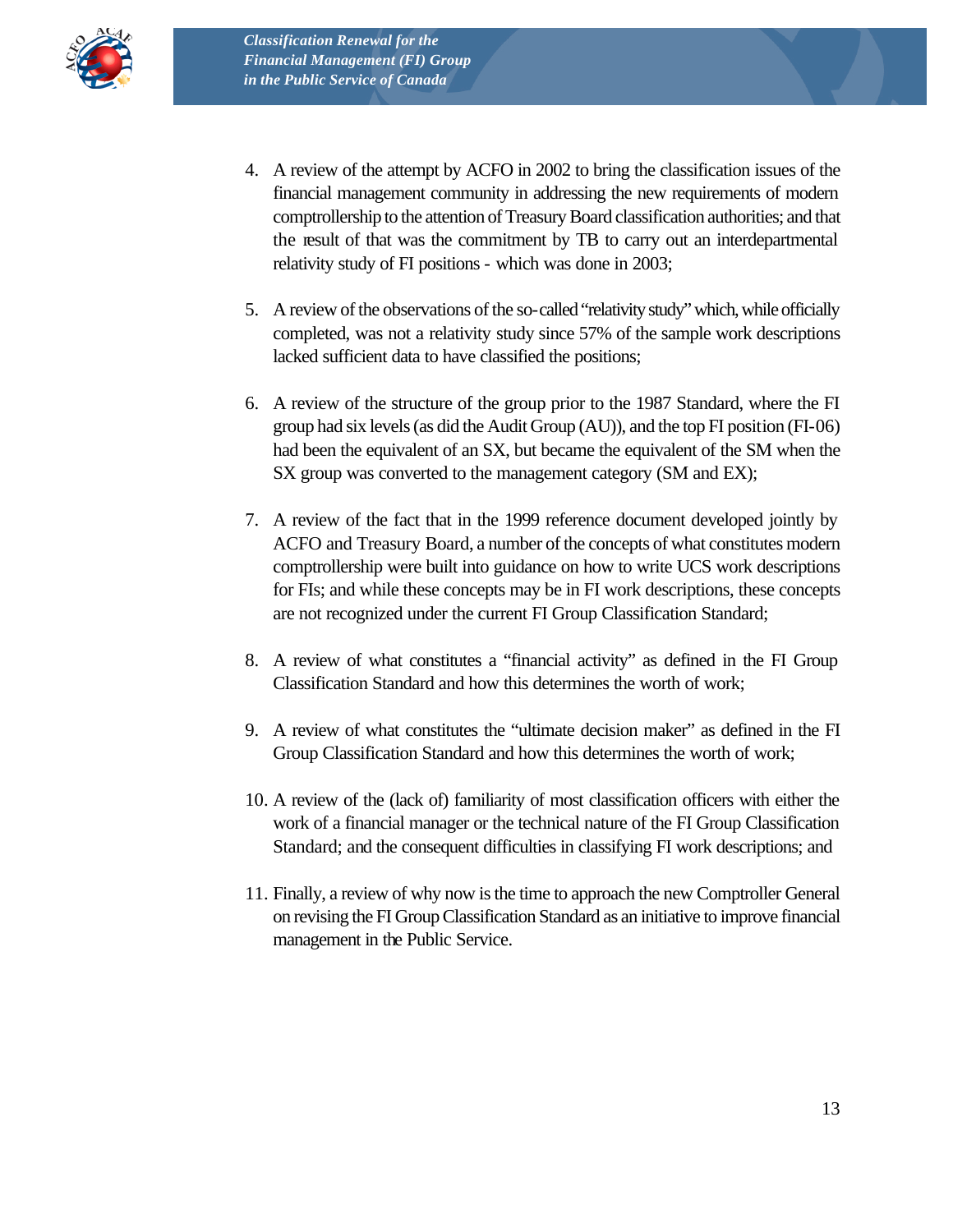4. A review of the attempt by ACFO in 2002 to bring the classification issues of the financial management community in addressing the new requirements of modern comptrollership to the attention of Treasury Board classification authorities; and that the result of that was the commitment by TB to carry out an interdepartmental relativity study of FI positions - which was done in 2003;

5. A review of the observations of the so-called "relativity study" which, while officially completed, was not a relativity study since 57% of the sample work descriptions lacked sufficient data to have classified the positions;

6. A review of the structure of the group prior to the 1987 Standard, where the FI group had six levels (as did the Audit Group (AU)), and the top FI position (FI-06) had been the equivalent of an SX, but became the equivalent of the SM when the SX group was converted to the management category (SM and EX);

7. A review of the fact that in the 1999 reference document developed jointly by ACFO and Treasury Board, a number of the concepts of what constitutes modern comptrollership were built into guidance on how to write UCS work descriptions for FIs; and while these concepts may be in FI work descriptions, these concepts are not recognized under the current FI Group Classification Standard;

8. A review of what constitutes a "financial activity" as defined in the FI Group Classification Standard and how this determines the worth of work;

9. A review of what constitutes the "ultimate decision maker" as defined in the FI Group Classification Standard and how this determines the worth of work;

10. A review of the (lack of) familiarity of most classification officers with either the work of a financial manager or the technical nature of the FI Group Classification Standard; and the consequent difficulties in classifying FI work descriptions; and

11. Finally, a review of why now is the time to approach the new Comptroller General on revising the FI Group Classification Standard as an initiative to improve financial management in the Public Service.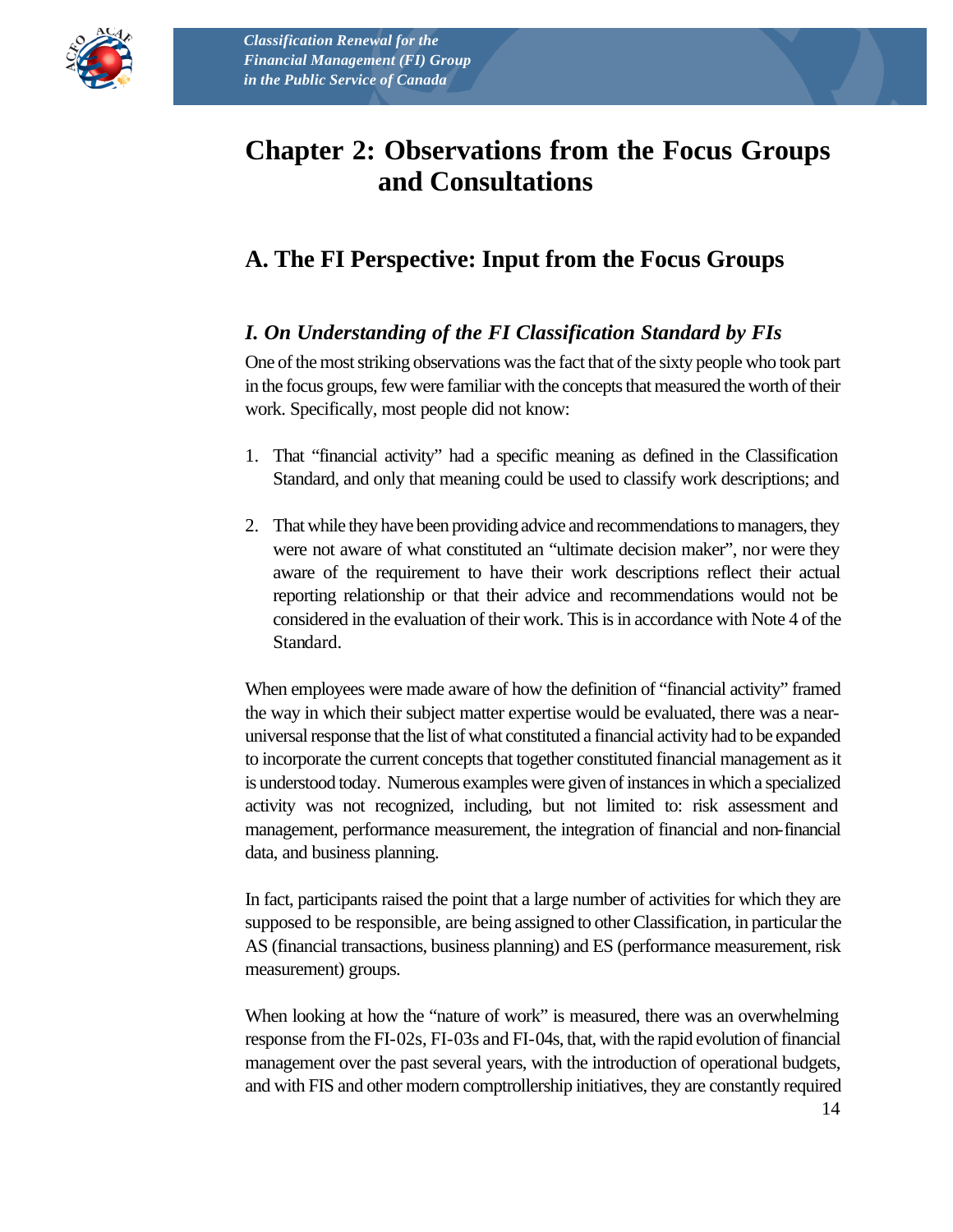# Chapter 2: Observations from the Focus Groups and Consultations

## A. The FI Perspective: Input from the Focus Groups

### *I. On Understanding of the FI Classification Standard by FIs*

One of the most striking observations was the fact that of the sixty people who took part in the focus groups, few were familiar with the concepts that measured the worth of their work. Specifically, most people did not know:

1. That "financial activity" had a specific meaning as defined in the Classification Standard, and only that meaning could be used to classify work descriptions; and

2. That while they have been providing advice and recommendations to managers, they were not aware of what constituted an "ultimate decision maker", nor were they aware of the requirement to have their work descriptions reflect their actual reporting relationship or that their advice and recommendations would not be considered in the evaluation of their work. This is in accordance with Note 4 of the Standard.

When employees were made aware of how the definition of "financial activity" framed the way in which their subject matter expertise would be evaluated, there was a near-universal response that the list of what constituted a financial activity had to be expanded to incorporate the current concepts that together constituted financial management as it is understood today. Numerous examples were given of instances in which a specialized activity was not recognized, including, but not limited to: risk assessment and management, performance measurement, the integration of financial and non-financial data, and business planning.

In fact, participants raised the point that a large number of activities for which they are supposed to be responsible, are being assigned to other Classification, in particular the AS (financial transactions, business planning) and ES (performance measurement, risk measurement) groups.

When looking at how the "nature of work" is measured, there was an overwhelming response from the FI-02s, FI-03s and FI-04s, that, with the rapid evolution of financial management over the past several years, with the introduction of operational budgets, and with FIS and other modern comptrollership initiatives, they are constantly required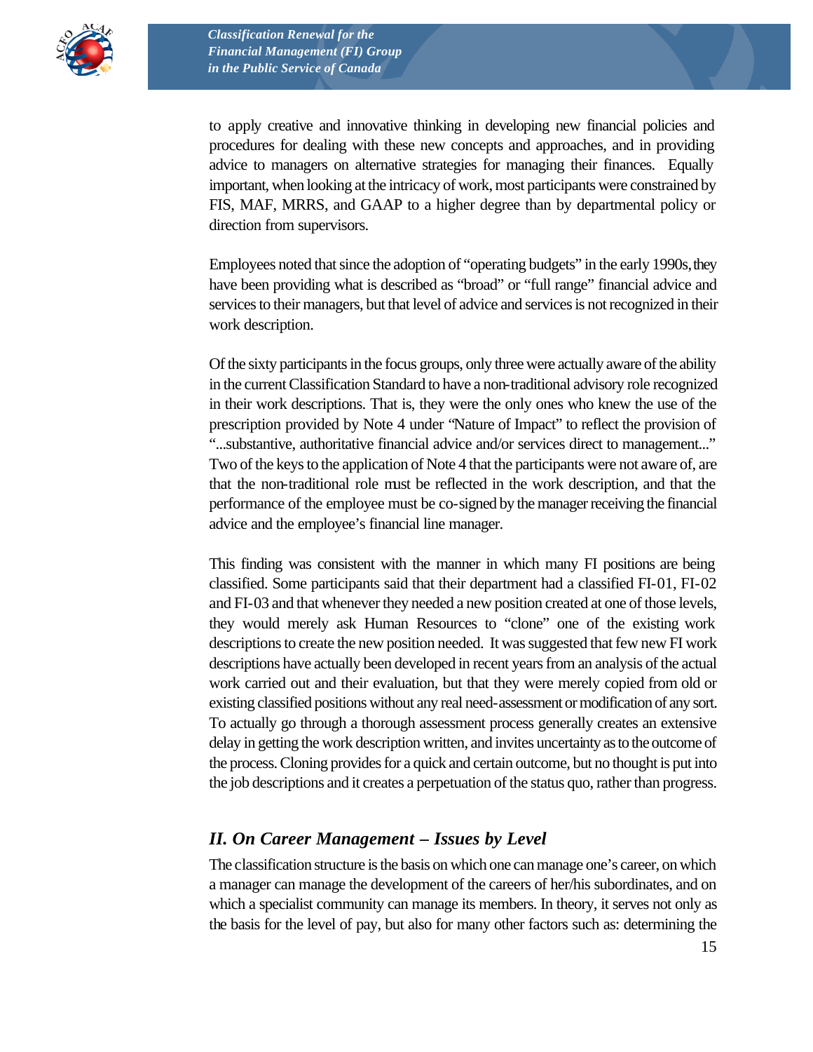to apply creative and innovative thinking in developing new financial policies and procedures for dealing with these new concepts and approaches, and in providing advice to managers on alternative strategies for managing their finances. Equally important, when looking at the intricacy of work, most participants were constrained by FIS, MAF, MRRS, and GAAP to a higher degree than by departmental policy or direction from supervisors.

Employees noted that since the adoption of "operating budgets" in the early 1990s, they have been providing what is described as "broad" or "full range" financial advice and services to their managers, but that level of advice and services is not recognized in their work description.

Of the sixty participants in the focus groups, only three were actually aware of the ability in the current Classification Standard to have a non-traditional advisory role recognized in their work descriptions. That is, they were the only ones who knew the use of the prescription provided by Note 4 under "Nature of Impact" to reflect the provision of "...substantive, authoritative financial advice and/or services direct to management..." Two of the keys to the application of Note 4 that the participants were not aware of, are that the non-traditional role must be reflected in the work description, and that the performance of the employee must be co-signed by the manager receiving the financial advice and the employee's financial line manager.

This finding was consistent with the manner in which many FI positions are being classified. Some participants said that their department had a classified FI-01, FI-02 and FI-03 and that whenever they needed a new position created at one of those levels, they would merely ask Human Resources to "clone" one of the existing work descriptions to create the new position needed. It was suggested that few new FI work descriptions have actually been developed in recent years from an analysis of the actual work carried out and their evaluation, but that they were merely copied from old or existing classified positions without any real need-assessment or modification of any sort. To actually go through a thorough assessment process generally creates an extensive delay in getting the work description written, and invites uncertainty as to the outcome of the process. Cloning provides for a quick and certain outcome, but no thought is put into the job descriptions and it creates a perpetuation of the status quo, rather than progress.

## *II. On Career Management – Issues by Level*

The classification structure is the basis on which one can manage one's career, on which a manager can manage the development of the careers of her/his subordinates, and on which a specialist community can manage its members. In theory, it serves not only as the basis for the level of pay, but also for many other factors such as: determining the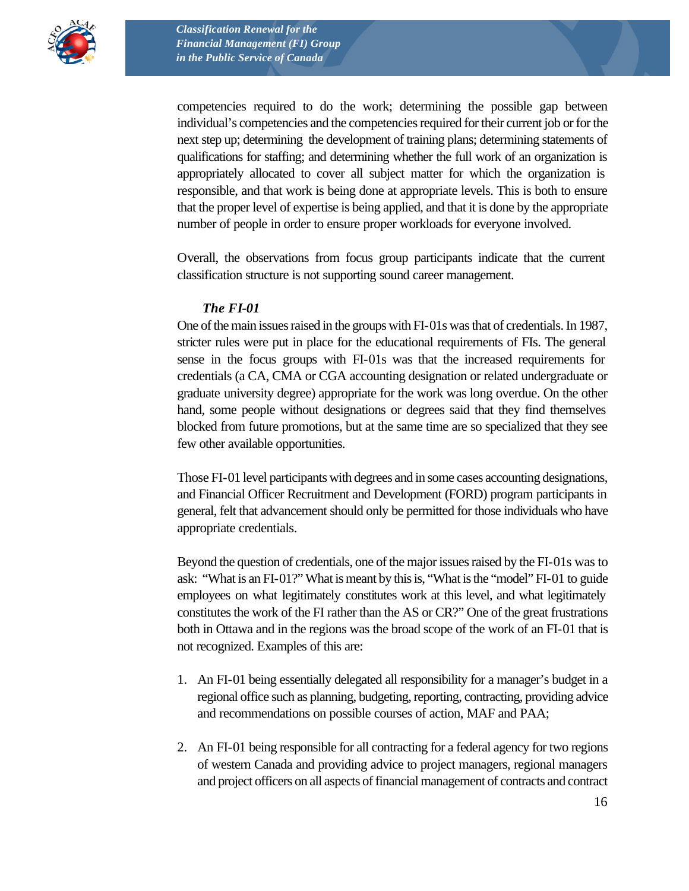competencies required to do the work; determining the possible gap between individual's competencies and the competencies required for their current job or for the next step up; determining the development of training plans; determining statements of qualifications for staffing; and determining whether the full work of an organization is appropriately allocated to cover all subject matter for which the organization is responsible, and that work is being done at appropriate levels. This is both to ensure that the proper level of expertise is being applied, and that it is done by the appropriate number of people in order to ensure proper workloads for everyone involved.

Overall, the observations from focus group participants indicate that the current classification structure is not supporting sound career management.

### *The FI-01*

One of the main issues raised in the groups with FI-01s was that of credentials. In 1987, stricter rules were put in place for the educational requirements of FIs. The general sense in the focus groups with FI-01s was that the increased requirements for credentials (a CA, CMA or CGA accounting designation or related undergraduate or graduate university degree) appropriate for the work was long overdue. On the other hand, some people without designations or degrees said that they find themselves blocked from future promotions, but at the same time are so specialized that they see few other available opportunities.

Those FI-01 level participants with degrees and in some cases accounting designations, and Financial Officer Recruitment and Development (FORD) program participants in general, felt that advancement should only be permitted for those individuals who have appropriate credentials.

Beyond the question of credentials, one of the major issues raised by the FI-01s was to ask: "What is an FI-01?" What is meant by this is, "What is the "model" FI-01 to guide employees on what legitimately constitutes work at this level, and what legitimately constitutes the work of the FI rather than the AS or CR?" One of the great frustrations both in Ottawa and in the regions was the broad scope of the work of an FI-01 that is not recognized. Examples of this are:

1. An FI-01 being essentially delegated all responsibility for a manager's budget in a regional office such as planning, budgeting, reporting, contracting, providing advice and recommendations on possible courses of action, MAF and PAA;
2. An FI-01 being responsible for all contracting for a federal agency for two regions of western Canada and providing advice to project managers, regional managers and project officers on all aspects of financial management of contracts and contract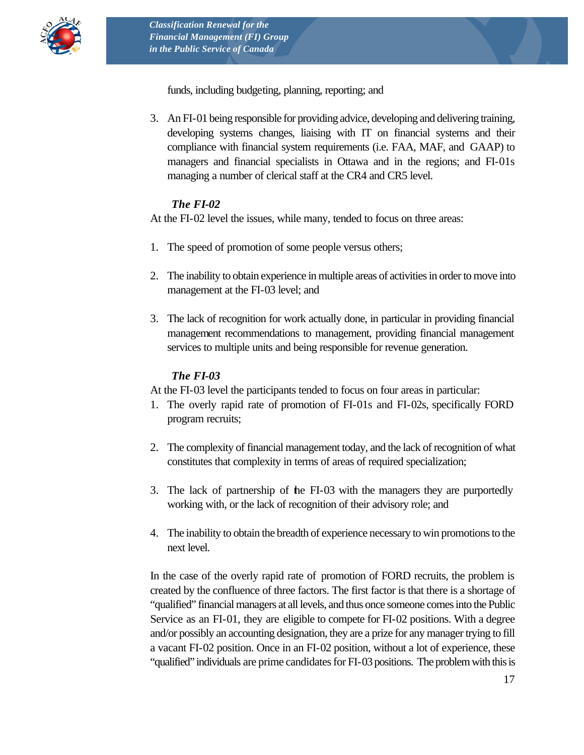funds, including budgeting, planning, reporting; and

3. An FI-01 being responsible for providing advice, developing and delivering training, developing systems changes, liaising with IT on financial systems and their compliance with financial system requirements (i.e. FAA, MAF, and GAAP) to managers and financial specialists in Ottawa and in the regions; and FI-01s managing a number of clerical staff at the CR4 and CR5 level.

***The FI-02***

At the FI-02 level the issues, while many, tended to focus on three areas:

1. The speed of promotion of some people versus others;

2. The inability to obtain experience in multiple areas of activities in order to move into management at the FI-03 level; and

3. The lack of recognition for work actually done, in particular in providing financial management recommendations to management, providing financial management services to multiple units and being responsible for revenue generation.

***The FI-03***

At the FI-03 level the participants tended to focus on four areas in particular:

1. The overly rapid rate of promotion of FI-01s and FI-02s, specifically FORD program recruits;

2. The complexity of financial management today, and the lack of recognition of what constitutes that complexity in terms of areas of required specialization;

3. The lack of partnership of the FI-03 with the managers they are purportedly working with, or the lack of recognition of their advisory role; and

4. The inability to obtain the breadth of experience necessary to win promotions to the next level.

In the case of the overly rapid rate of promotion of FORD recruits, the problem is created by the confluence of three factors. The first factor is that there is a shortage of "qualified" financial managers at all levels, and thus once someone comes into the Public Service as an FI-01, they are eligible to compete for FI-02 positions. With a degree and/or possibly an accounting designation, they are a prize for any manager trying to fill a vacant FI-02 position. Once in an FI-02 position, without a lot of experience, these "qualified" individuals are prime candidates for FI-03 positions. The problem with this is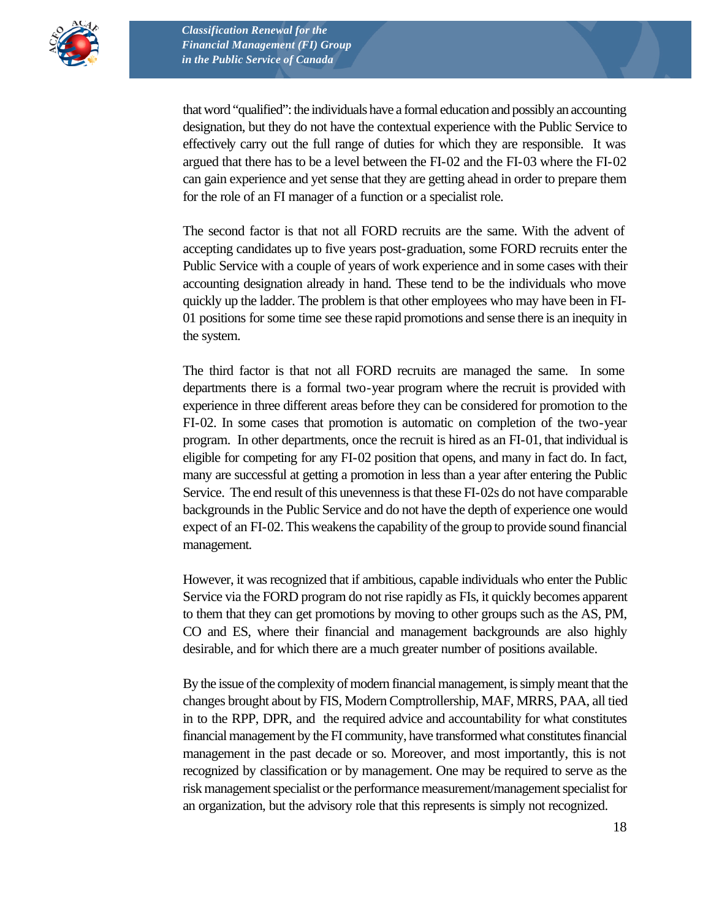that word "qualified": the individuals have a formal education and possibly an accounting designation, but they do not have the contextual experience with the Public Service to effectively carry out the full range of duties for which they are responsible. It was argued that there has to be a level between the FI-02 and the FI-03 where the FI-02 can gain experience and yet sense that they are getting ahead in order to prepare them for the role of an FI manager of a function or a specialist role.

The second factor is that not all FORD recruits are the same. With the advent of accepting candidates up to five years post-graduation, some FORD recruits enter the Public Service with a couple of years of work experience and in some cases with their accounting designation already in hand. These tend to be the individuals who move quickly up the ladder. The problem is that other employees who may have been in FI-01 positions for some time see these rapid promotions and sense there is an inequity in the system.

The third factor is that not all FORD recruits are managed the same. In some departments there is a formal two-year program where the recruit is provided with experience in three different areas before they can be considered for promotion to the FI-02. In some cases that promotion is automatic on completion of the two-year program. In other departments, once the recruit is hired as an FI-01, that individual is eligible for competing for any FI-02 position that opens, and many in fact do. In fact, many are successful at getting a promotion in less than a year after entering the Public Service. The end result of this unevenness is that these FI-02s do not have comparable backgrounds in the Public Service and do not have the depth of experience one would expect of an FI-02. This weakens the capability of the group to provide sound financial management.

However, it was recognized that if ambitious, capable individuals who enter the Public Service via the FORD program do not rise rapidly as FIs, it quickly becomes apparent to them that they can get promotions by moving to other groups such as the AS, PM, CO and ES, where their financial and management backgrounds are also highly desirable, and for which there are a much greater number of positions available.

By the issue of the complexity of modern financial management, is simply meant that the changes brought about by FIS, Modern Comptrollership, MAF, MRRS, PAA, all tied in to the RPP, DPR, and the required advice and accountability for what constitutes financial management by the FI community, have transformed what constitutes financial management in the past decade or so. Moreover, and most importantly, this is not recognized by classification or by management. One may be required to serve as the risk management specialist or the performance measurement/management specialist for an organization, but the advisory role that this represents is simply not recognized.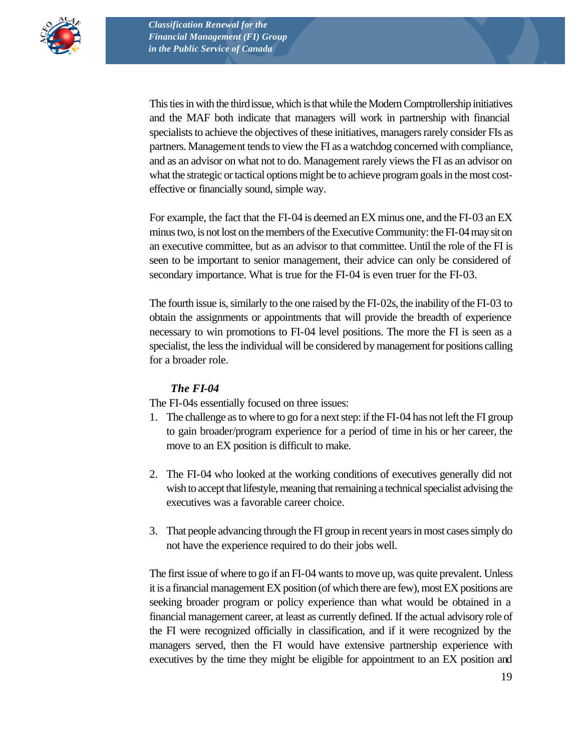This ties in with the third issue, which is that while the Modern Comptrollership initiatives and the MAF both indicate that managers will work in partnership with financial specialists to achieve the objectives of these initiatives, managers rarely consider FIs as partners. Management tends to view the FI as a watchdog concerned with compliance, and as an advisor on what not to do. Management rarely views the FI as an advisor on what the strategic or tactical options might be to achieve program goals in the most cost-effective or financially sound, simple way.

For example, the fact that the FI-04 is deemed an EX minus one, and the FI-03 an EX minus two, is not lost on the members of the Executive Community: the FI-04 may sit on an executive committee, but as an advisor to that committee. Until the role of the FI is seen to be important to senior management, their advice can only be considered of secondary importance. What is true for the FI-04 is even truer for the FI-03.

The fourth issue is, similarly to the one raised by the FI-02s, the inability of the FI-03 to obtain the assignments or appointments that will provide the breadth of experience necessary to win promotions to FI-04 level positions. The more the FI is seen as a specialist, the less the individual will be considered by management for positions calling for a broader role.

### *The FI-04*

The FI-04s essentially focused on three issues:

1. The challenge as to where to go for a next step: if the FI-04 has not left the FI group to gain broader/program experience for a period of time in his or her career, the move to an EX position is difficult to make.

2. The FI-04 who looked at the working conditions of executives generally did not wish to accept that lifestyle, meaning that remaining a technical specialist advising the executives was a favorable career choice.

3. That people advancing through the FI group in recent years in most cases simply do not have the experience required to do their jobs well.

The first issue of where to go if an FI-04 wants to move up, was quite prevalent. Unless it is a financial management EX position (of which there are few), most EX positions are seeking broader program or policy experience than what would be obtained in a financial management career, at least as currently defined. If the actual advisory role of the FI were recognized officially in classification, and if it were recognized by the managers served, then the FI would have extensive partnership experience with executives by the time they might be eligible for appointment to an EX position and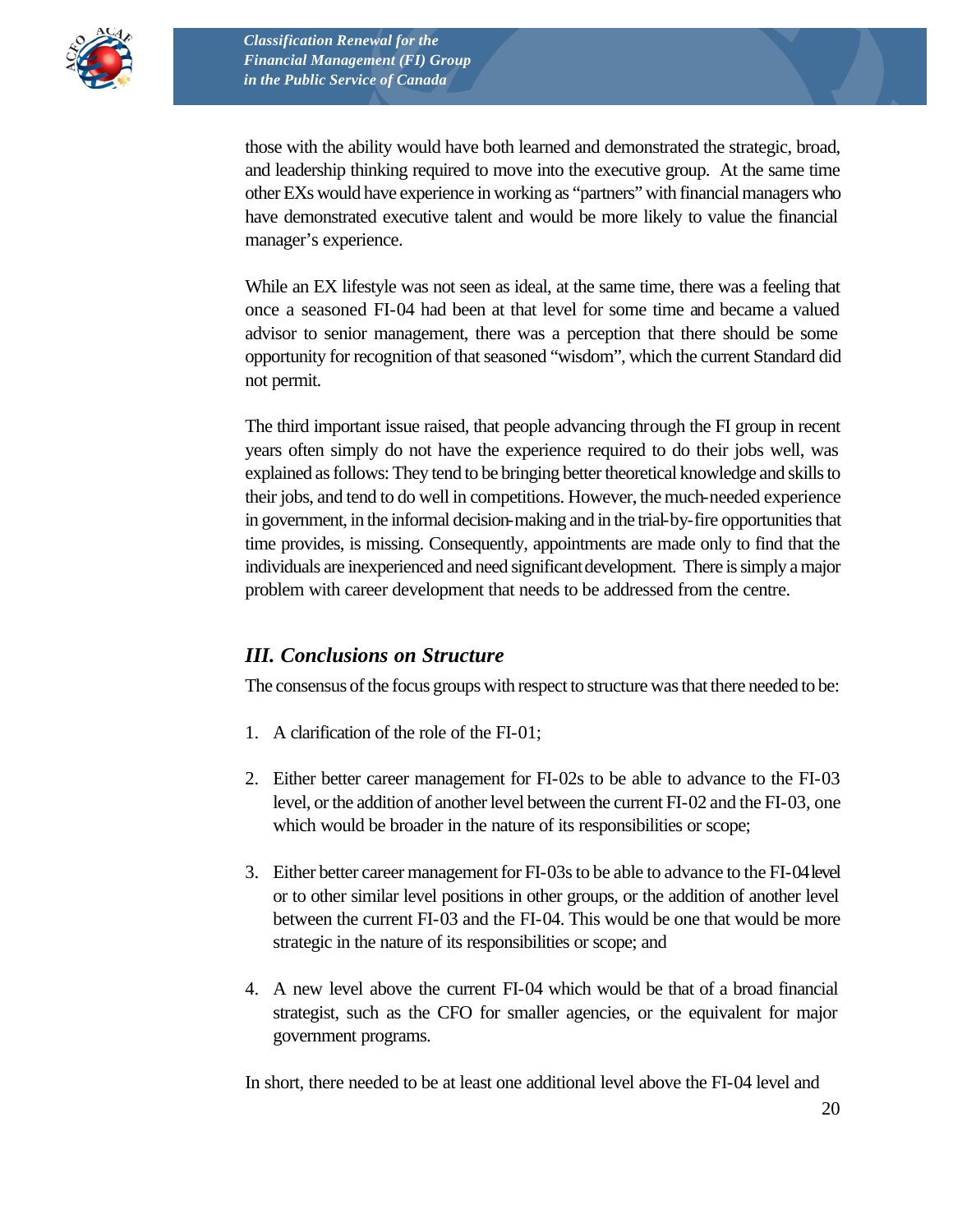those with the ability would have both learned and demonstrated the strategic, broad, and leadership thinking required to move into the executive group. At the same time other EXs would have experience in working as "partners" with financial managers who have demonstrated executive talent and would be more likely to value the financial manager's experience.

While an EX lifestyle was not seen as ideal, at the same time, there was a feeling that once a seasoned FI-04 had been at that level for some time and became a valued advisor to senior management, there was a perception that there should be some opportunity for recognition of that seasoned "wisdom", which the current Standard did not permit.

The third important issue raised, that people advancing through the FI group in recent years often simply do not have the experience required to do their jobs well, was explained as follows: They tend to be bringing better theoretical knowledge and skills to their jobs, and tend to do well in competitions. However, the much-needed experience in government, in the informal decision-making and in the trial-by-fire opportunities that time provides, is missing. Consequently, appointments are made only to find that the individuals are inexperienced and need significant development. There is simply a major problem with career development that needs to be addressed from the centre.

### *III. Conclusions on Structure*

The consensus of the focus groups with respect to structure was that there needed to be:

1. A clarification of the role of the FI-01;

2. Either better career management for FI-02s to be able to advance to the FI-03 level, or the addition of another level between the current FI-02 and the FI-03, one which would be broader in the nature of its responsibilities or scope;

3. Either better career management for FI-03s to be able to advance to the FI-04 level or to other similar level positions in other groups, or the addition of another level between the current FI-03 and the FI-04. This would be one that would be more strategic in the nature of its responsibilities or scope; and

4. A new level above the current FI-04 which would be that of a broad financial strategist, such as the CFO for smaller agencies, or the equivalent for major government programs.

In short, there needed to be at least one additional level above the FI-04 level and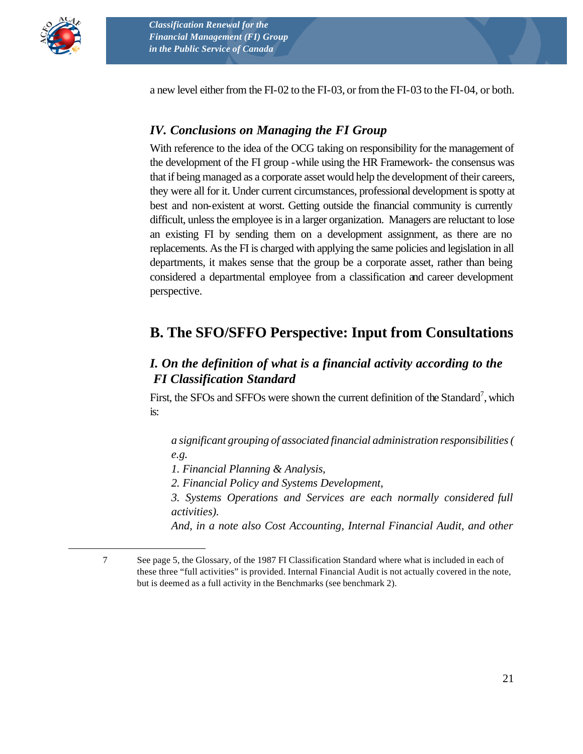a new level either from the FI-02 to the FI-03, or from the FI-03 to the FI-04, or both.

### *IV. Conclusions on Managing the FI Group*

With reference to the idea of the OCG taking on responsibility for the management of the development of the FI group -while using the HR Framework- the consensus was that if being managed as a corporate asset would help the development of their careers, they were all for it. Under current circumstances, professional development is spotty at best and non-existent at worst. Getting outside the financial community is currently difficult, unless the employee is in a larger organization. Managers are reluctant to lose an existing FI by sending them on a development assignment, as there are no replacements. As the FI is charged with applying the same policies and legislation in all departments, it makes sense that the group be a corporate asset, rather than being considered a departmental employee from a classification and career development perspective.

## B. The SFO/SFFO Perspective: Input from Consultations

### *I. On the definition of what is a financial activity according to the FI Classification Standard*

First, the SFOs and SFFOs were shown the current definition of the Standard[7], which is:

> *a significant grouping of associated financial administration responsibilities ( e.g.*
>
> *1. Financial Planning & Analysis,*
>
> *2. Financial Policy and Systems Development,*
>
> *3. Systems Operations and Services are each normally considered full activities).*
>
> *And, in a note also Cost Accounting, Internal Financial Audit, and other*

---

7 See page 5, the Glossary, of the 1987 FI Classification Standard where what is included in each of these three "full activities" is provided. Internal Financial Audit is not actually covered in the note, but is deemed as a full activity in the Benchmarks (see benchmark 2).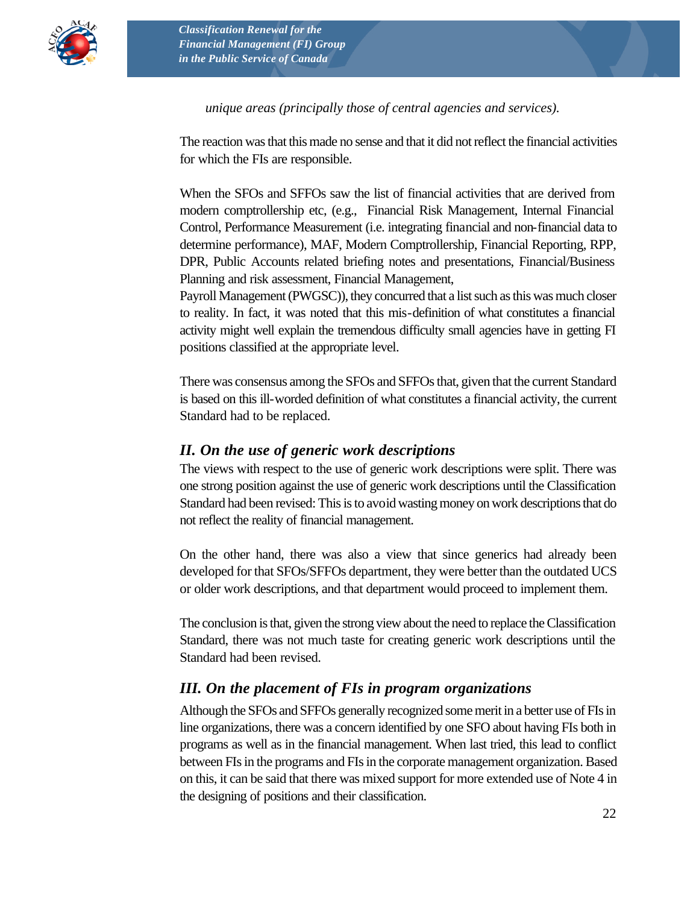*unique areas (principally those of central agencies and services).*

The reaction was that this made no sense and that it did not reflect the financial activities for which the FIs are responsible.

When the SFOs and SFFOs saw the list of financial activities that are derived from modern comptrollership etc, (e.g., Financial Risk Management, Internal Financial Control, Performance Measurement (i.e. integrating financial and non-financial data to determine performance), MAF, Modern Comptrollership, Financial Reporting, RPP, DPR, Public Accounts related briefing notes and presentations, Financial/Business Planning and risk assessment, Financial Management,
Payroll Management (PWGSC)), they concurred that a list such as this was much closer to reality. In fact, it was noted that this mis-definition of what constitutes a financial activity might well explain the tremendous difficulty small agencies have in getting FI positions classified at the appropriate level.

There was consensus among the SFOs and SFFOs that, given that the current Standard is based on this ill-worded definition of what constitutes a financial activity, the current Standard had to be replaced.

### *II. On the use of generic work descriptions*

The views with respect to the use of generic work descriptions were split. There was one strong position against the use of generic work descriptions until the Classification Standard had been revised: This is to avoid wasting money on work descriptions that do not reflect the reality of financial management.

On the other hand, there was also a view that since generics had already been developed for that SFOs/SFFOs department, they were better than the outdated UCS or older work descriptions, and that department would proceed to implement them.

The conclusion is that, given the strong view about the need to replace the Classification Standard, there was not much taste for creating generic work descriptions until the Standard had been revised.

### *III. On the placement of FIs in program organizations*

Although the SFOs and SFFOs generally recognized some merit in a better use of FIs in line organizations, there was a concern identified by one SFO about having FIs both in programs as well as in the financial management. When last tried, this lead to conflict between FIs in the programs and FIs in the corporate management organization. Based on this, it can be said that there was mixed support for more extended use of Note 4 in the designing of positions and their classification.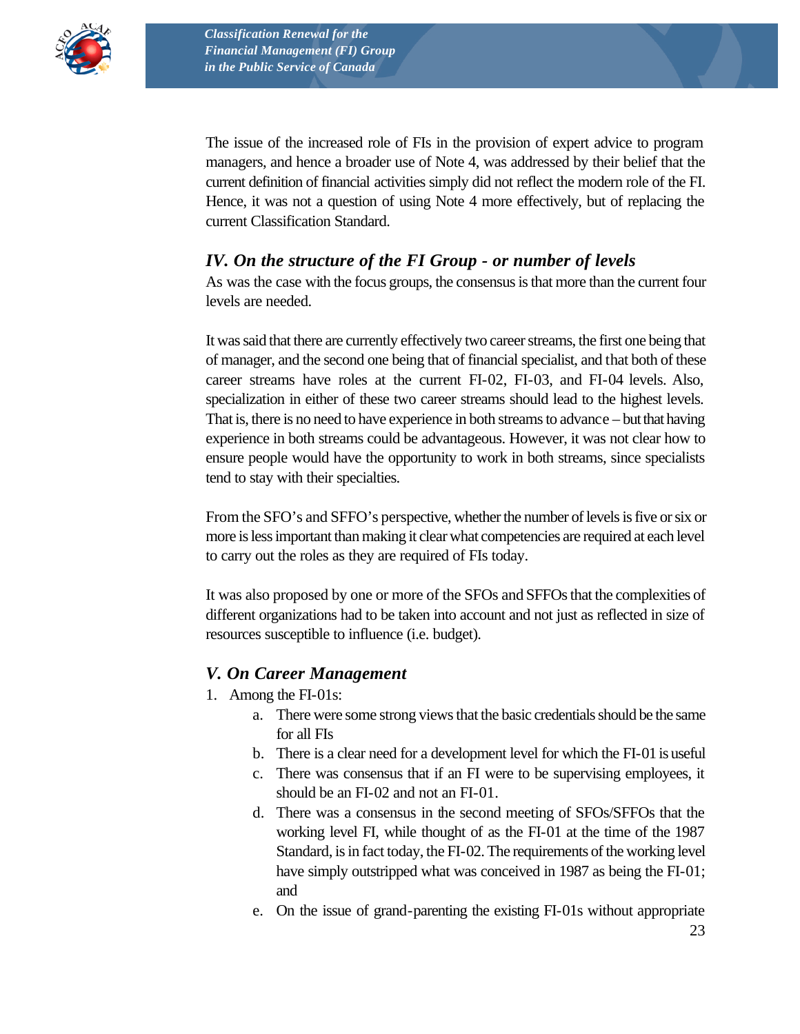The issue of the increased role of FIs in the provision of expert advice to program managers, and hence a broader use of Note 4, was addressed by their belief that the current definition of financial activities simply did not reflect the modern role of the FI. Hence, it was not a question of using Note 4 more effectively, but of replacing the current Classification Standard.

### *IV. On the structure of the FI Group - or number of levels*

As was the case with the focus groups, the consensus is that more than the current four levels are needed.

It was said that there are currently effectively two career streams, the first one being that of manager, and the second one being that of financial specialist, and that both of these career streams have roles at the current FI-02, FI-03, and FI-04 levels. Also, specialization in either of these two career streams should lead to the highest levels. That is, there is no need to have experience in both streams to advance – but that having experience in both streams could be advantageous. However, it was not clear how to ensure people would have the opportunity to work in both streams, since specialists tend to stay with their specialties.

From the SFO's and SFFO's perspective, whether the number of levels is five or six or more is less important than making it clear what competencies are required at each level to carry out the roles as they are required of FIs today.

It was also proposed by one or more of the SFOs and SFFOs that the complexities of different organizations had to be taken into account and not just as reflected in size of resources susceptible to influence (i.e. budget).

### *V. On Career Management*

1. Among the FI-01s:
   a. There were some strong views that the basic credentials should be the same for all FIs
   b. There is a clear need for a development level for which the FI-01 is useful
   c. There was consensus that if an FI were to be supervising employees, it should be an FI-02 and not an FI-01.
   d. There was a consensus in the second meeting of SFOs/SFFOs that the working level FI, while thought of as the FI-01 at the time of the 1987 Standard, is in fact today, the FI-02. The requirements of the working level have simply outstripped what was conceived in 1987 as being the FI-01; and
   e. On the issue of grand-parenting the existing FI-01s without appropriate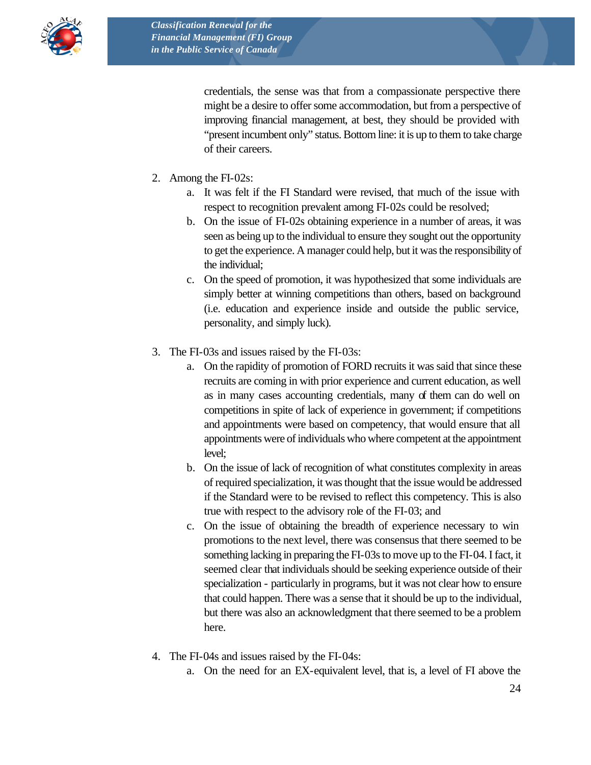credentials, the sense was that from a compassionate perspective there might be a desire to offer some accommodation, but from a perspective of improving financial management, at best, they should be provided with "present incumbent only" status. Bottom line: it is up to them to take charge of their careers.

2. Among the FI-02s:
   a. It was felt if the FI Standard were revised, that much of the issue with respect to recognition prevalent among FI-02s could be resolved;
   b. On the issue of FI-02s obtaining experience in a number of areas, it was seen as being up to the individual to ensure they sought out the opportunity to get the experience. A manager could help, but it was the responsibility of the individual;
   c. On the speed of promotion, it was hypothesized that some individuals are simply better at winning competitions than others, based on background (i.e. education and experience inside and outside the public service, personality, and simply luck).

3. The FI-03s and issues raised by the FI-03s:
   a. On the rapidity of promotion of FORD recruits it was said that since these recruits are coming in with prior experience and current education, as well as in many cases accounting credentials, many of them can do well on competitions in spite of lack of experience in government; if competitions and appointments were based on competency, that would ensure that all appointments were of individuals who where competent at the appointment level;
   b. On the issue of lack of recognition of what constitutes complexity in areas of required specialization, it was thought that the issue would be addressed if the Standard were to be revised to reflect this competency. This is also true with respect to the advisory role of the FI-03; and
   c. On the issue of obtaining the breadth of experience necessary to win promotions to the next level, there was consensus that there seemed to be something lacking in preparing the FI-03s to move up to the FI-04. I fact, it seemed clear that individuals should be seeking experience outside of their specialization - particularly in programs, but it was not clear how to ensure that could happen. There was a sense that it should be up to the individual, but there was also an acknowledgment that there seemed to be a problem here.

4. The FI-04s and issues raised by the FI-04s:
   a. On the need for an EX-equivalent level, that is, a level of FI above the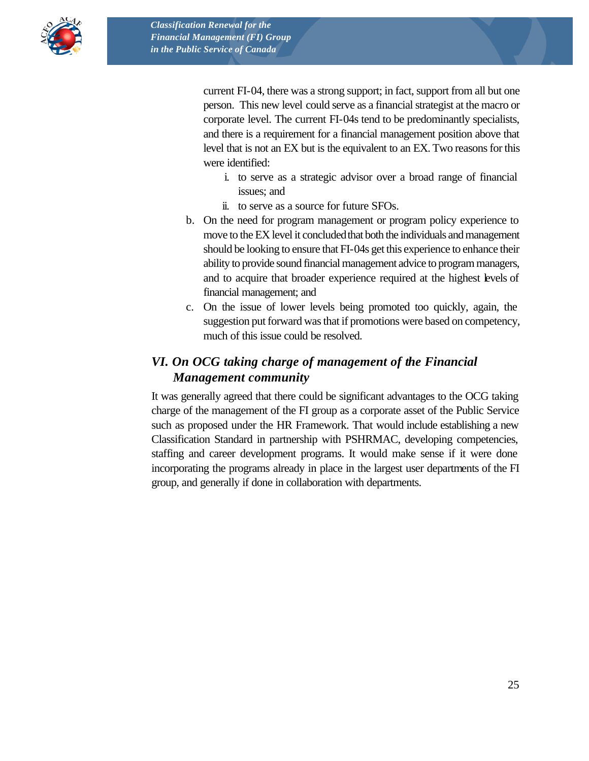current FI-04, there was a strong support; in fact, support from all but one person. This new level could serve as a financial strategist at the macro or corporate level. The current FI-04s tend to be predominantly specialists, and there is a requirement for a financial management position above that level that is not an EX but is the equivalent to an EX. Two reasons for this were identified:

   i. to serve as a strategic advisor over a broad range of financial issues; and
   ii. to serve as a source for future SFOs.

b. On the need for program management or program policy experience to move to the EX level it concluded that both the individuals and management should be looking to ensure that FI-04s get this experience to enhance their ability to provide sound financial management advice to program managers, and to acquire that broader experience required at the highest levels of financial management; and

c. On the issue of lower levels being promoted too quickly, again, the suggestion put forward was that if promotions were based on competency, much of this issue could be resolved.

## *VI. On OCG taking charge of management of the Financial Management community*

It was generally agreed that there could be significant advantages to the OCG taking charge of the management of the FI group as a corporate asset of the Public Service such as proposed under the HR Framework. That would include establishing a new Classification Standard in partnership with PSHRMAC, developing competencies, staffing and career development programs. It would make sense if it were done incorporating the programs already in place in the largest user departments of the FI group, and generally if done in collaboration with departments.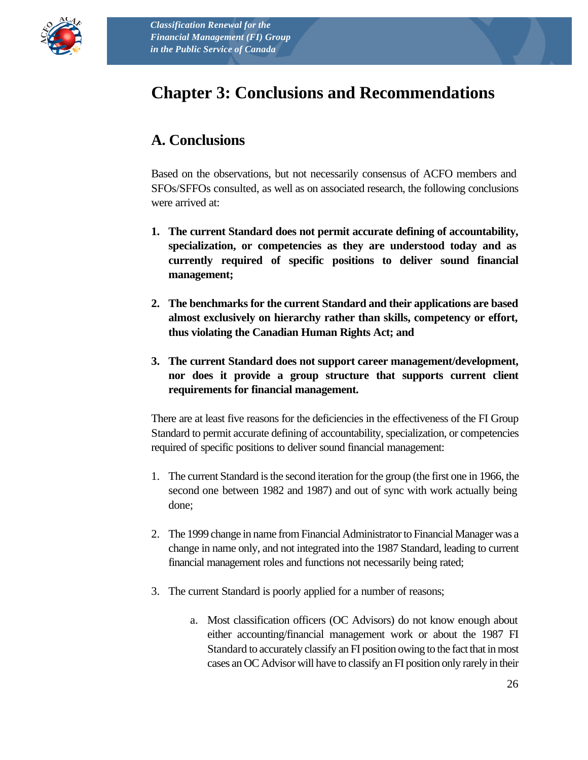# Chapter 3: Conclusions and Recommendations

## A. Conclusions

Based on the observations, but not necessarily consensus of ACFO members and SFOs/SFFOs consulted, as well as on associated research, the following conclusions were arrived at:

1. **The current Standard does not permit accurate defining of accountability, specialization, or competencies as they are understood today and as currently required of specific positions to deliver sound financial management;**

2. **The benchmarks for the current Standard and their applications are based almost exclusively on hierarchy rather than skills, competency or effort, thus violating the Canadian Human Rights Act; and**

3. **The current Standard does not support career management/development, nor does it provide a group structure that supports current client requirements for financial management.**

There are at least five reasons for the deficiencies in the effectiveness of the FI Group Standard to permit accurate defining of accountability, specialization, or competencies required of specific positions to deliver sound financial management:

1. The current Standard is the second iteration for the group (the first one in 1966, the second one between 1982 and 1987) and out of sync with work actually being done;

2. The 1999 change in name from Financial Administrator to Financial Manager was a change in name only, and not integrated into the 1987 Standard, leading to current financial management roles and functions not necessarily being rated;

3. The current Standard is poorly applied for a number of reasons;

    a. Most classification officers (OC Advisors) do not know enough about either accounting/financial management work or about the 1987 FI Standard to accurately classify an FI position owing to the fact that in most cases an OC Advisor will have to classify an FI position only rarely in their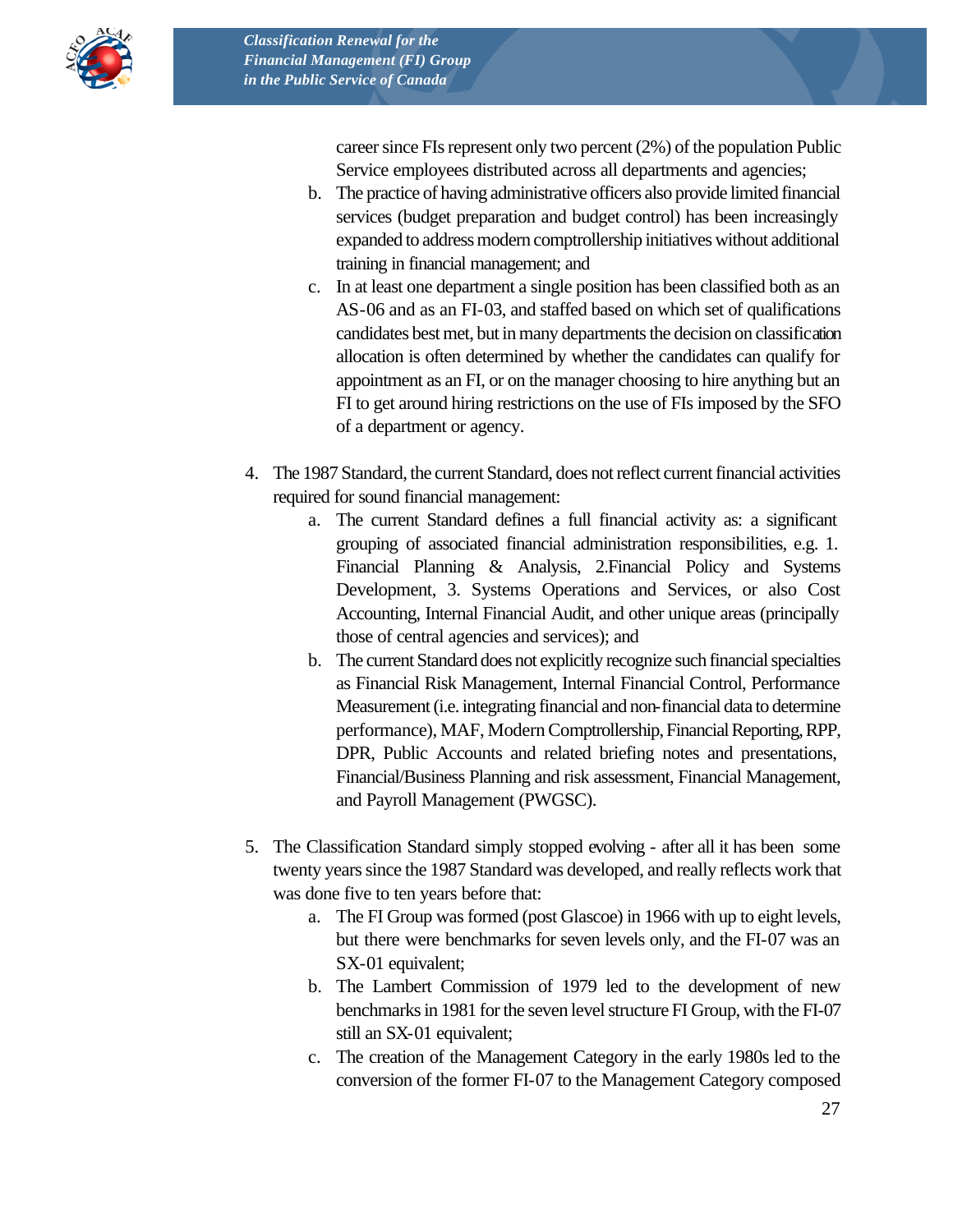career since FIs represent only two percent (2%) of the population Public Service employees distributed across all departments and agencies;

b. The practice of having administrative officers also provide limited financial services (budget preparation and budget control) has been increasingly expanded to address modern comptrollership initiatives without additional training in financial management; and

c. In at least one department a single position has been classified both as an AS-06 and as an FI-03, and staffed based on which set of qualifications candidates best met, but in many departments the decision on classification allocation is often determined by whether the candidates can qualify for appointment as an FI, or on the manager choosing to hire anything but an FI to get around hiring restrictions on the use of FIs imposed by the SFO of a department or agency.

4. The 1987 Standard, the current Standard, does not reflect current financial activities required for sound financial management:

   a. The current Standard defines a full financial activity as: a significant grouping of associated financial administration responsibilities, e.g. 1. Financial Planning & Analysis, 2.Financial Policy and Systems Development, 3. Systems Operations and Services, or also Cost Accounting, Internal Financial Audit, and other unique areas (principally those of central agencies and services); and

   b. The current Standard does not explicitly recognize such financial specialties as Financial Risk Management, Internal Financial Control, Performance Measurement (i.e. integrating financial and non-financial data to determine performance), MAF, Modern Comptrollership, Financial Reporting, RPP, DPR, Public Accounts and related briefing notes and presentations, Financial/Business Planning and risk assessment, Financial Management, and Payroll Management (PWGSC).

5. The Classification Standard simply stopped evolving - after all it has been some twenty years since the 1987 Standard was developed, and really reflects work that was done five to ten years before that:

   a. The FI Group was formed (post Glascoe) in 1966 with up to eight levels, but there were benchmarks for seven levels only, and the FI-07 was an SX-01 equivalent;

   b. The Lambert Commission of 1979 led to the development of new benchmarks in 1981 for the seven level structure FI Group, with the FI-07 still an SX-01 equivalent;

   c. The creation of the Management Category in the early 1980s led to the conversion of the former FI-07 to the Management Category composed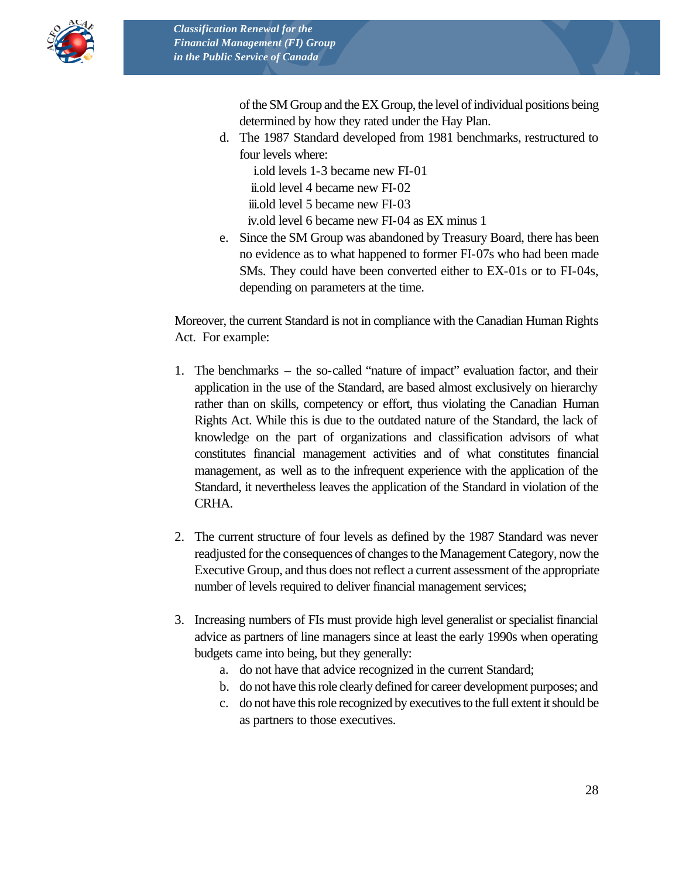of the SM Group and the EX Group, the level of individual positions being determined by how they rated under the Hay Plan.

d. The 1987 Standard developed from 1981 benchmarks, restructured to four levels where:
   i. old levels 1-3 became new FI-01
   ii. old level 4 became new FI-02
   iii. old level 5 became new FI-03
   iv. old level 6 became new FI-04 as EX minus 1
e. Since the SM Group was abandoned by Treasury Board, there has been no evidence as to what happened to former FI-07s who had been made SMs. They could have been converted either to EX-01s or to FI-04s, depending on parameters at the time.

Moreover, the current Standard is not in compliance with the Canadian Human Rights Act. For example:

1. The benchmarks – the so-called "nature of impact" evaluation factor, and their application in the use of the Standard, are based almost exclusively on hierarchy rather than on skills, competency or effort, thus violating the Canadian Human Rights Act. While this is due to the outdated nature of the Standard, the lack of knowledge on the part of organizations and classification advisors of what constitutes financial management activities and of what constitutes financial management, as well as to the infrequent experience with the application of the Standard, it nevertheless leaves the application of the Standard in violation of the CRHA.

2. The current structure of four levels as defined by the 1987 Standard was never readjusted for the consequences of changes to the Management Category, now the Executive Group, and thus does not reflect a current assessment of the appropriate number of levels required to deliver financial management services;

3. Increasing numbers of FIs must provide high level generalist or specialist financial advice as partners of line managers since at least the early 1990s when operating budgets came into being, but they generally:
   a. do not have that advice recognized in the current Standard;
   b. do not have this role clearly defined for career development purposes; and
   c. do not have this role recognized by executives to the full extent it should be as partners to those executives.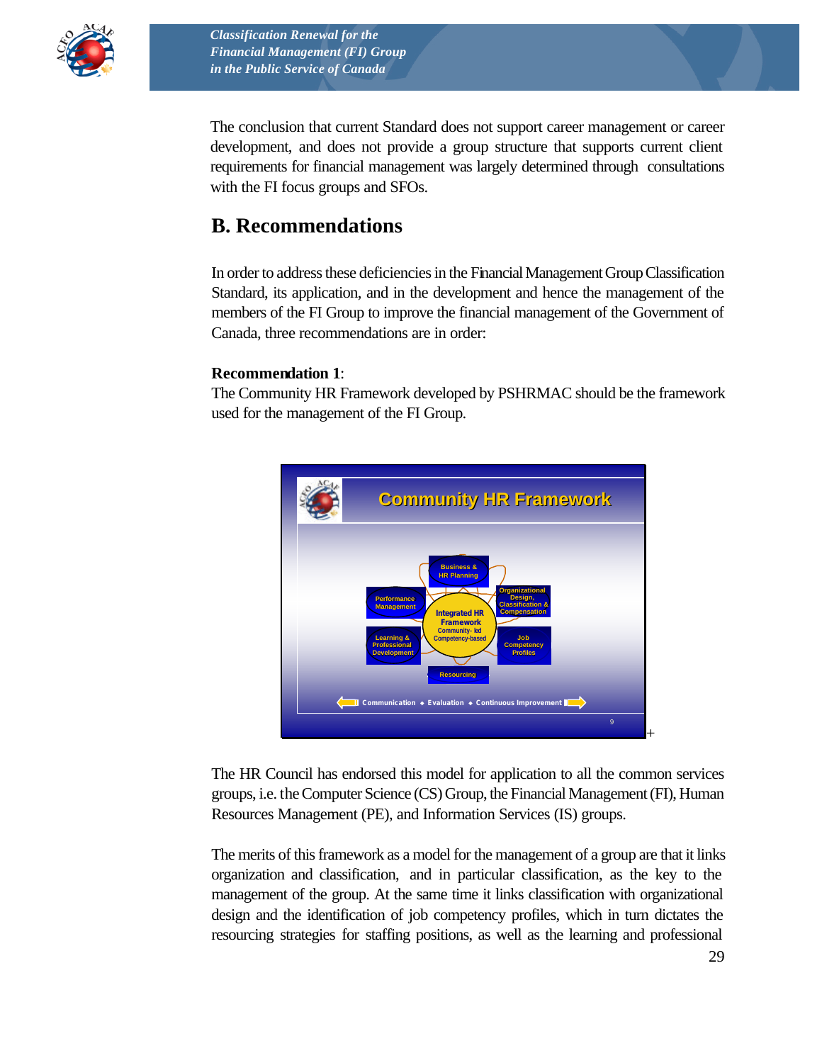The conclusion that current Standard does not support career management or career development, and does not provide a group structure that supports current client requirements for financial management was largely determined through consultations with the FI focus groups and SFOs.

## B. Recommendations

In order to address these deficiencies in the Financial Management Group Classification Standard, its application, and in the development and hence the management of the members of the FI Group to improve the financial management of the Government of Canada, three recommendations are in order:

**Recommendation 1**:
The Community HR Framework developed by PSHRMAC should be the framework used for the management of the FI Group.

The HR Council has endorsed this model for application to all the common services groups, i.e. the Computer Science (CS) Group, the Financial Management (FI), Human Resources Management (PE), and Information Services (IS) groups.

The merits of this framework as a model for the management of a group are that it links organization and classification, and in particular classification, as the key to the management of the group. At the same time it links classification with organizational design and the identification of job competency profiles, which in turn dictates the resourcing strategies for staffing positions, as well as the learning and professional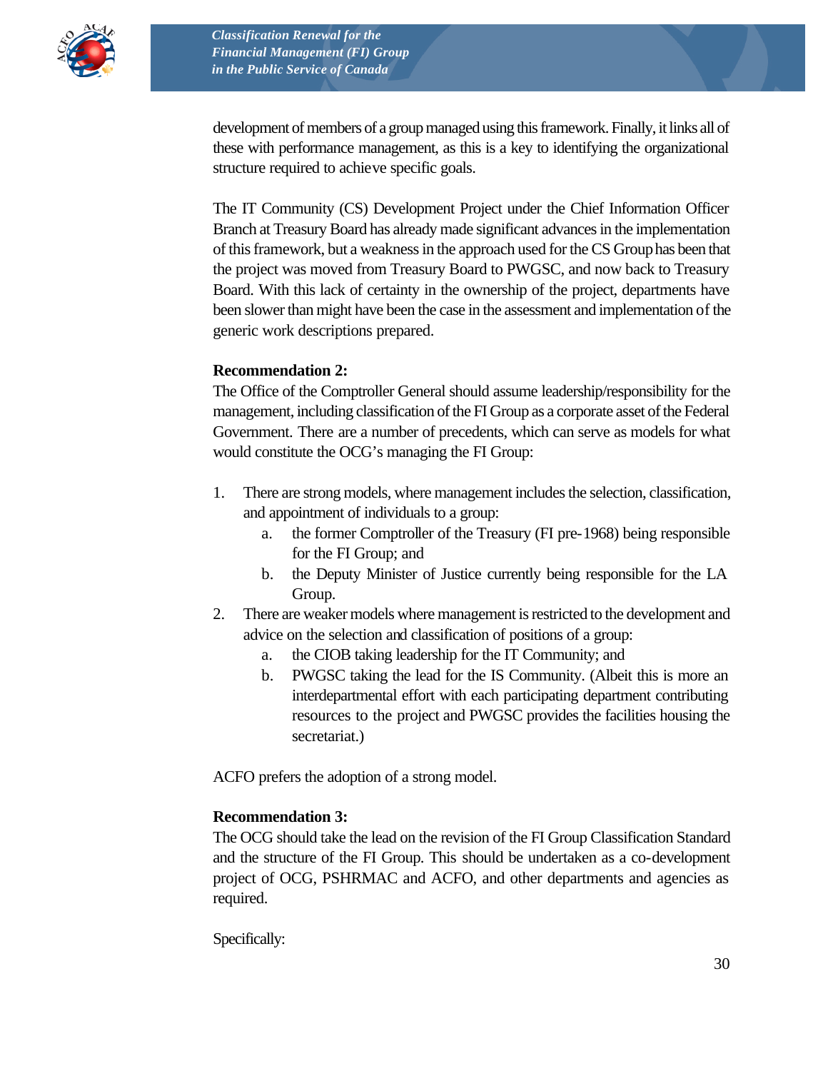development of members of a group managed using this framework. Finally, it links all of these with performance management, as this is a key to identifying the organizational structure required to achieve specific goals.

The IT Community (CS) Development Project under the Chief Information Officer Branch at Treasury Board has already made significant advances in the implementation of this framework, but a weakness in the approach used for the CS Group has been that the project was moved from Treasury Board to PWGSC, and now back to Treasury Board. With this lack of certainty in the ownership of the project, departments have been slower than might have been the case in the assessment and implementation of the generic work descriptions prepared.

**Recommendation 2:**
The Office of the Comptroller General should assume leadership/responsibility for the management, including classification of the FI Group as a corporate asset of the Federal Government. There are a number of precedents, which can serve as models for what would constitute the OCG's managing the FI Group:

1. There are strong models, where management includes the selection, classification, and appointment of individuals to a group:
   a. the former Comptroller of the Treasury (FI pre-1968) being responsible for the FI Group; and
   b. the Deputy Minister of Justice currently being responsible for the LA Group.
2. There are weaker models where management is restricted to the development and advice on the selection and classification of positions of a group:
   a. the CIOB taking leadership for the IT Community; and
   b. PWGSC taking the lead for the IS Community. (Albeit this is more an interdepartmental effort with each participating department contributing resources to the project and PWGSC provides the facilities housing the secretariat.)

ACFO prefers the adoption of a strong model.

**Recommendation 3:**
The OCG should take the lead on the revision of the FI Group Classification Standard and the structure of the FI Group. This should be undertaken as a co-development project of OCG, PSHRMAC and ACFO, and other departments and agencies as required.

Specifically: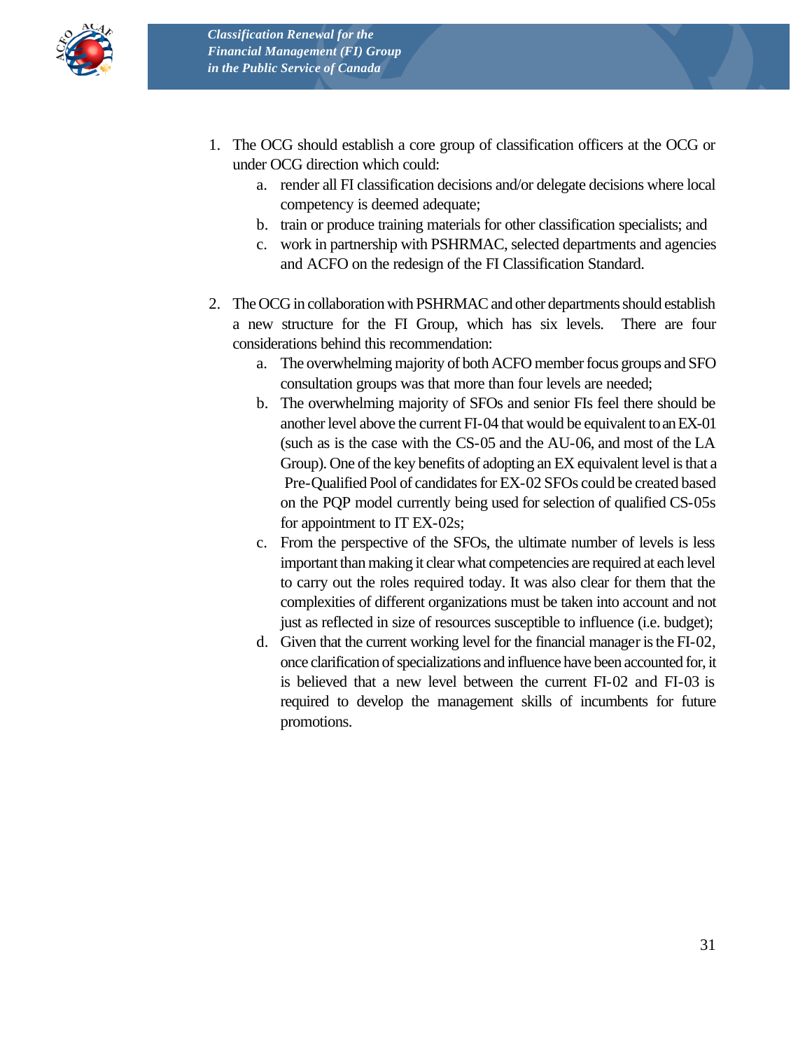1. The OCG should establish a core group of classification officers at the OCG or under OCG direction which could:
    a. render all FI classification decisions and/or delegate decisions where local competency is deemed adequate;
    b. train or produce training materials for other classification specialists; and
    c. work in partnership with PSHRMAC, selected departments and agencies and ACFO on the redesign of the FI Classification Standard.

2. The OCG in collaboration with PSHRMAC and other departments should establish a new structure for the FI Group, which has six levels. There are four considerations behind this recommendation:
    a. The overwhelming majority of both ACFO member focus groups and SFO consultation groups was that more than four levels are needed;
    b. The overwhelming majority of SFOs and senior FIs feel there should be another level above the current FI-04 that would be equivalent to an EX-01 (such as is the case with the CS-05 and the AU-06, and most of the LA Group). One of the key benefits of adopting an EX equivalent level is that a Pre-Qualified Pool of candidates for EX-02 SFOs could be created based on the PQP model currently being used for selection of qualified CS-05s for appointment to IT EX-02s;
    c. From the perspective of the SFOs, the ultimate number of levels is less important than making it clear what competencies are required at each level to carry out the roles required today. It was also clear for them that the complexities of different organizations must be taken into account and not just as reflected in size of resources susceptible to influence (i.e. budget);
    d. Given that the current working level for the financial manager is the FI-02, once clarification of specializations and influence have been accounted for, it is believed that a new level between the current FI-02 and FI-03 is required to develop the management skills of incumbents for future promotions.